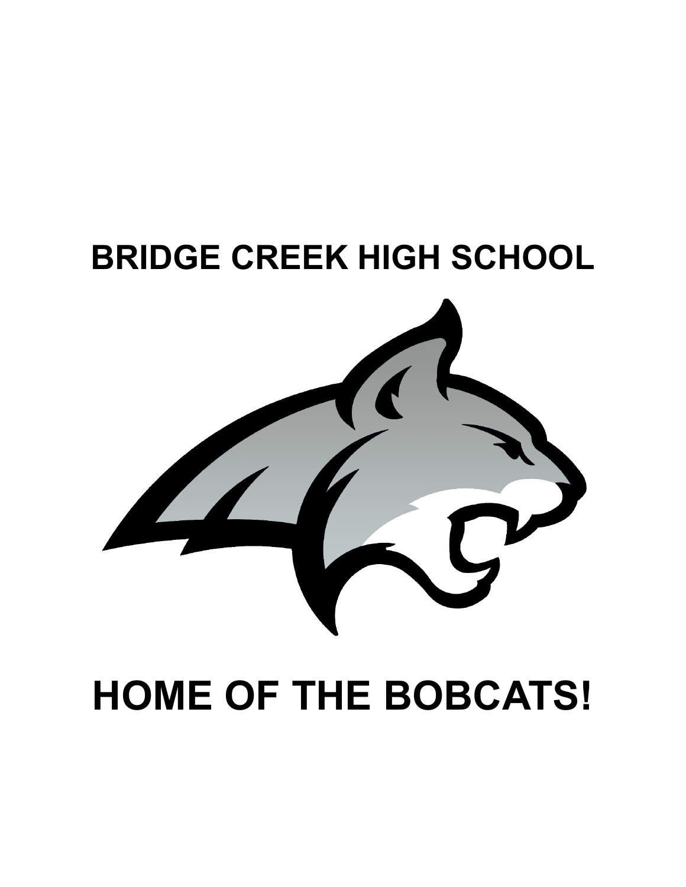# BRIDGE CREEK HIGH SCHOOL

# HOME OF THE BOBCATS!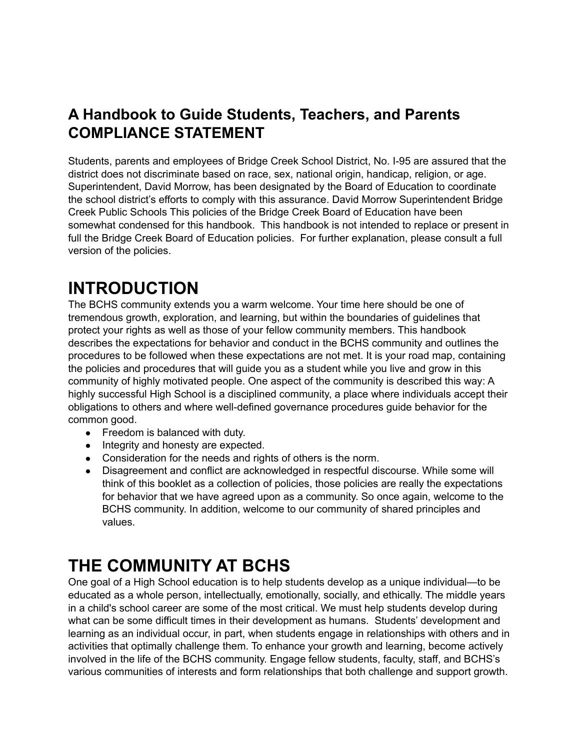## A Handbook to Guide Students, Teachers, and Parents COMPLIANCE STATEMENT

Students, parents and employees of Bridge Creek School District, No. I-95 are assured that the district does not discriminate based on race, sex, national origin, handicap, religion, or age. Superintendent, David Morrow, has been designated by the Board of Education to coordinate the school district's efforts to comply with this assurance. David Morrow Superintendent Bridge Creek Public Schools This policies of the Bridge Creek Board of Education have been somewhat condensed for this handbook. This handbook is not intended to replace or present in full the Bridge Creek Board of Education policies. For further explanation, please consult a full version of the policies.

# INTRODUCTION

The BCHS community extends you a warm welcome. Your time here should be one of tremendous growth, exploration, and learning, but within the boundaries of guidelines that protect your rights as well as those of your fellow community members. This handbook describes the expectations for behavior and conduct in the BCHS community and outlines the procedures to be followed when these expectations are not met. It is your road map, containing the policies and procedures that will guide you as a student while you live and grow in this community of highly motivated people. One aspect of the community is described this way: A highly successful High School is a disciplined community, a place where individuals accept their obligations to others and where well-defined governance procedures guide behavior for the common good.

- Freedom is balanced with duty.
- Integrity and honesty are expected.
- Consideration for the needs and rights of others is the norm.
- Disagreement and conflict are acknowledged in respectful discourse. While some will think of this booklet as a collection of policies, those policies are really the expectations for behavior that we have agreed upon as a community. So once again, welcome to the BCHS community. In addition, welcome to our community of shared principles and values.

# THE COMMUNITY AT BCHS

One goal of a High School education is to help students develop as a unique individual—to be educated as a whole person, intellectually, emotionally, socially, and ethically. The middle years in a child's school career are some of the most critical. We must help students develop during what can be some difficult times in their development as humans. Students' development and learning as an individual occur, in part, when students engage in relationships with others and in activities that optimally challenge them. To enhance your growth and learning, become actively involved in the life of the BCHS community. Engage fellow students, faculty, staff, and BCHS's various communities of interests and form relationships that both challenge and support growth.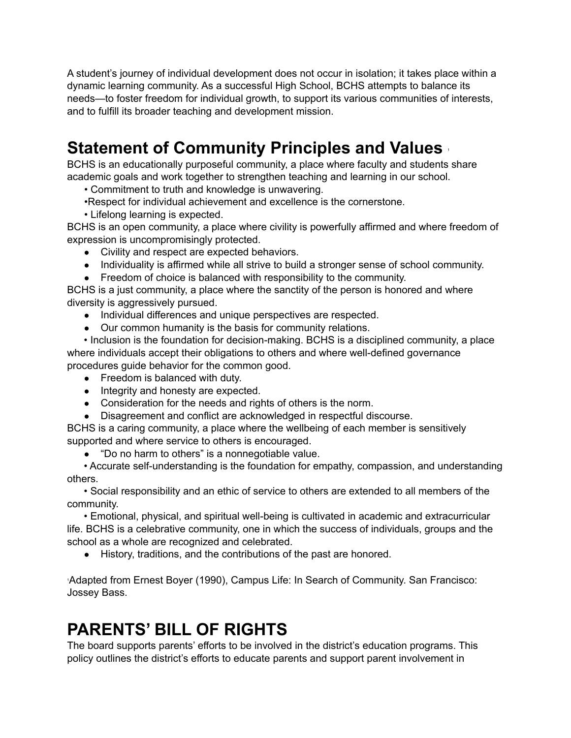A student's journey of individual development does not occur in isolation; it takes place within a dynamic learning community. As a successful High School, BCHS attempts to balance its needs—to foster freedom for individual growth, to support its various communities of interests, and to fulfill its broader teaching and development mission.

# Statement of Community Principles and Values [1]

BCHS is an educationally purposeful community, a place where faculty and students share academic goals and work together to strengthen teaching and learning in our school.

- Commitment to truth and knowledge is unwavering.
- Respect for individual achievement and excellence is the cornerstone.
- Lifelong learning is expected.

BCHS is an open community, a place where civility is powerfully affirmed and where freedom of expression is uncompromisingly protected.

- Civility and respect are expected behaviors.
- Individuality is affirmed while all strive to build a stronger sense of school community.
- Freedom of choice is balanced with responsibility to the community.

BCHS is a just community, a place where the sanctity of the person is honored and where diversity is aggressively pursued.

- Individual differences and unique perspectives are respected.
- Our common humanity is the basis for community relations.
- Inclusion is the foundation for decision-making. BCHS is a disciplined community, a place where individuals accept their obligations to others and where well-defined governance procedures guide behavior for the common good.
- Freedom is balanced with duty.
- Integrity and honesty are expected.
- Consideration for the needs and rights of others is the norm.
- Disagreement and conflict are acknowledged in respectful discourse.

BCHS is a caring community, a place where the wellbeing of each member is sensitively supported and where service to others is encouraged.

- "Do no harm to others" is a nonnegotiable value.
- Accurate self-understanding is the foundation for empathy, compassion, and understanding others.
- Social responsibility and an ethic of service to others are extended to all members of the community.
- Emotional, physical, and spiritual well-being is cultivated in academic and extracurricular life. BCHS is a celebrative community, one in which the success of individuals, groups and the school as a whole are recognized and celebrated.
- History, traditions, and the contributions of the past are honored.

[1] Adapted from Ernest Boyer (1990), Campus Life: In Search of Community. San Francisco: Jossey Bass.

# PARENTS' BILL OF RIGHTS

The board supports parents' efforts to be involved in the district's education programs. This policy outlines the district's efforts to educate parents and support parent involvement in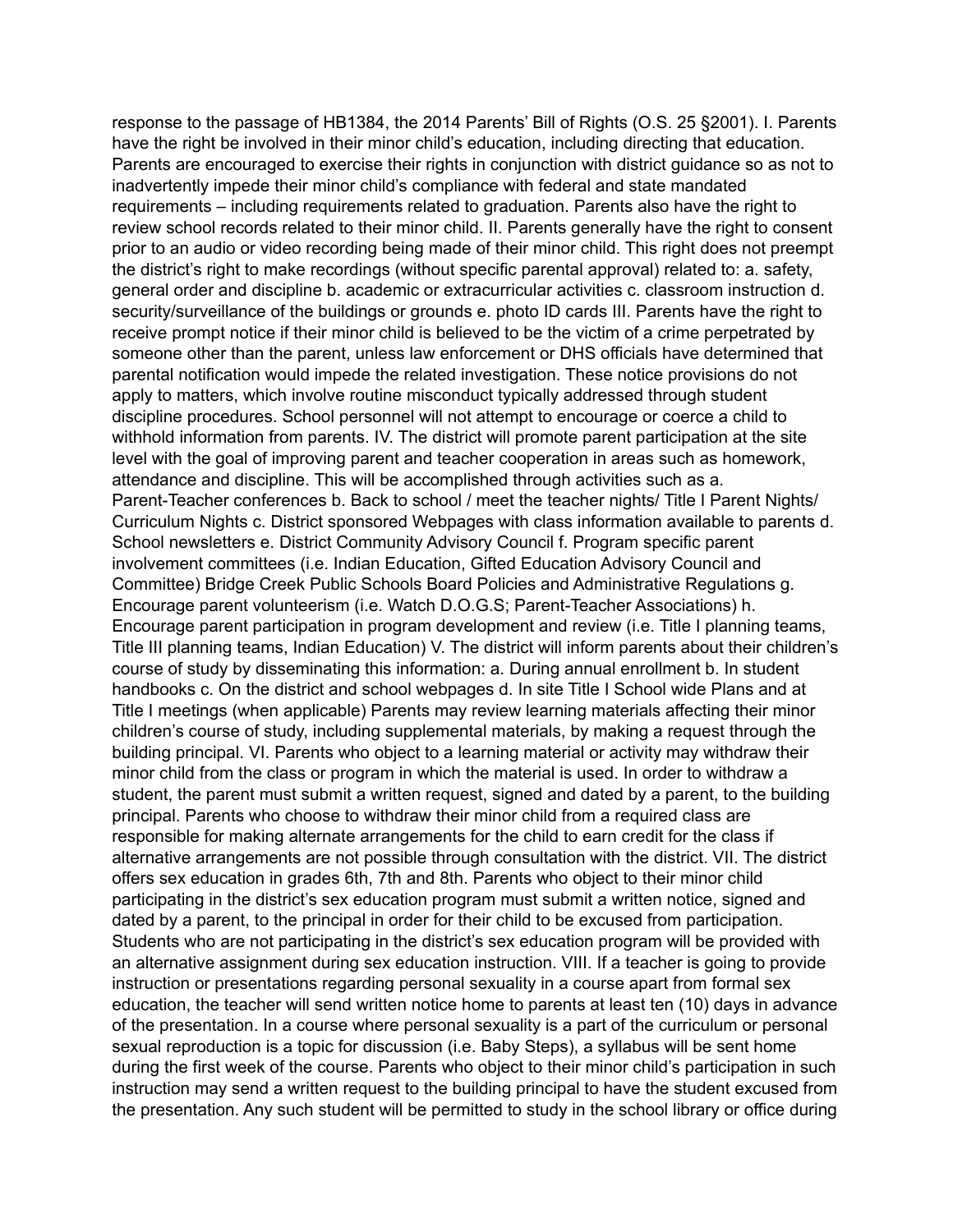response to the passage of HB1384, the 2014 Parents' Bill of Rights (O.S. 25 §2001). I. Parents have the right be involved in their minor child's education, including directing that education. Parents are encouraged to exercise their rights in conjunction with district guidance so as not to inadvertently impede their minor child's compliance with federal and state mandated requirements – including requirements related to graduation. Parents also have the right to review school records related to their minor child. II. Parents generally have the right to consent prior to an audio or video recording being made of their minor child. This right does not preempt the district's right to make recordings (without specific parental approval) related to: a. safety, general order and discipline b. academic or extracurricular activities c. classroom instruction d. security/surveillance of the buildings or grounds e. photo ID cards III. Parents have the right to receive prompt notice if their minor child is believed to be the victim of a crime perpetrated by someone other than the parent, unless law enforcement or DHS officials have determined that parental notification would impede the related investigation. These notice provisions do not apply to matters, which involve routine misconduct typically addressed through student discipline procedures. School personnel will not attempt to encourage or coerce a child to withhold information from parents. IV. The district will promote parent participation at the site level with the goal of improving parent and teacher cooperation in areas such as homework, attendance and discipline. This will be accomplished through activities such as a. Parent-Teacher conferences b. Back to school / meet the teacher nights/ Title I Parent Nights/ Curriculum Nights c. District sponsored Webpages with class information available to parents d. School newsletters e. District Community Advisory Council f. Program specific parent involvement committees (i.e. Indian Education, Gifted Education Advisory Council and Committee) Bridge Creek Public Schools Board Policies and Administrative Regulations g. Encourage parent volunteerism (i.e. Watch D.O.G.S; Parent-Teacher Associations) h. Encourage parent participation in program development and review (i.e. Title I planning teams, Title III planning teams, Indian Education) V. The district will inform parents about their children's course of study by disseminating this information: a. During annual enrollment b. In student handbooks c. On the district and school webpages d. In site Title I School wide Plans and at Title I meetings (when applicable) Parents may review learning materials affecting their minor children's course of study, including supplemental materials, by making a request through the building principal. VI. Parents who object to a learning material or activity may withdraw their minor child from the class or program in which the material is used. In order to withdraw a student, the parent must submit a written request, signed and dated by a parent, to the building principal. Parents who choose to withdraw their minor child from a required class are responsible for making alternate arrangements for the child to earn credit for the class if alternative arrangements are not possible through consultation with the district. VII. The district offers sex education in grades 6th, 7th and 8th. Parents who object to their minor child participating in the district's sex education program must submit a written notice, signed and dated by a parent, to the principal in order for their child to be excused from participation. Students who are not participating in the district's sex education program will be provided with an alternative assignment during sex education instruction. VIII. If a teacher is going to provide instruction or presentations regarding personal sexuality in a course apart from formal sex education, the teacher will send written notice home to parents at least ten (10) days in advance of the presentation. In a course where personal sexuality is a part of the curriculum or personal sexual reproduction is a topic for discussion (i.e. Baby Steps), a syllabus will be sent home during the first week of the course. Parents who object to their minor child's participation in such instruction may send a written request to the building principal to have the student excused from the presentation. Any such student will be permitted to study in the school library or office during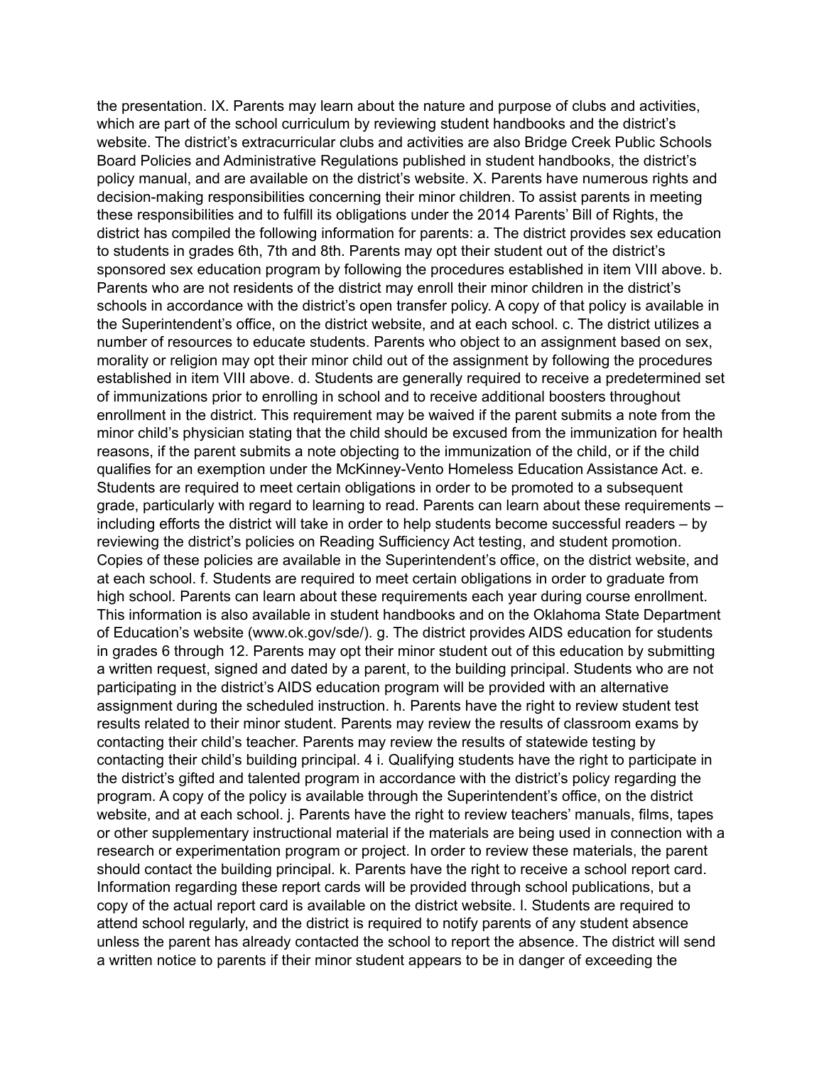the presentation. IX. Parents may learn about the nature and purpose of clubs and activities, which are part of the school curriculum by reviewing student handbooks and the district's website. The district's extracurricular clubs and activities are also Bridge Creek Public Schools Board Policies and Administrative Regulations published in student handbooks, the district's policy manual, and are available on the district's website. X. Parents have numerous rights and decision-making responsibilities concerning their minor children. To assist parents in meeting these responsibilities and to fulfill its obligations under the 2014 Parents' Bill of Rights, the district has compiled the following information for parents: a. The district provides sex education to students in grades 6th, 7th and 8th. Parents may opt their student out of the district's sponsored sex education program by following the procedures established in item VIII above. b. Parents who are not residents of the district may enroll their minor children in the district's schools in accordance with the district's open transfer policy. A copy of that policy is available in the Superintendent's office, on the district website, and at each school. c. The district utilizes a number of resources to educate students. Parents who object to an assignment based on sex, morality or religion may opt their minor child out of the assignment by following the procedures established in item VIII above. d. Students are generally required to receive a predetermined set of immunizations prior to enrolling in school and to receive additional boosters throughout enrollment in the district. This requirement may be waived if the parent submits a note from the minor child's physician stating that the child should be excused from the immunization for health reasons, if the parent submits a note objecting to the immunization of the child, or if the child qualifies for an exemption under the McKinney-Vento Homeless Education Assistance Act. e. Students are required to meet certain obligations in order to be promoted to a subsequent grade, particularly with regard to learning to read. Parents can learn about these requirements – including efforts the district will take in order to help students become successful readers – by reviewing the district's policies on Reading Sufficiency Act testing, and student promotion. Copies of these policies are available in the Superintendent's office, on the district website, and at each school. f. Students are required to meet certain obligations in order to graduate from high school. Parents can learn about these requirements each year during course enrollment. This information is also available in student handbooks and on the Oklahoma State Department of Education's website (www.ok.gov/sde/). g. The district provides AIDS education for students in grades 6 through 12. Parents may opt their minor student out of this education by submitting a written request, signed and dated by a parent, to the building principal. Students who are not participating in the district's AIDS education program will be provided with an alternative assignment during the scheduled instruction. h. Parents have the right to review student test results related to their minor student. Parents may review the results of classroom exams by contacting their child's teacher. Parents may review the results of statewide testing by contacting their child's building principal. 4 i. Qualifying students have the right to participate in the district's gifted and talented program in accordance with the district's policy regarding the program. A copy of the policy is available through the Superintendent's office, on the district website, and at each school. j. Parents have the right to review teachers' manuals, films, tapes or other supplementary instructional material if the materials are being used in connection with a research or experimentation program or project. In order to review these materials, the parent should contact the building principal. k. Parents have the right to receive a school report card. Information regarding these report cards will be provided through school publications, but a copy of the actual report card is available on the district website. l. Students are required to attend school regularly, and the district is required to notify parents of any student absence unless the parent has already contacted the school to report the absence. The district will send a written notice to parents if their minor student appears to be in danger of exceeding the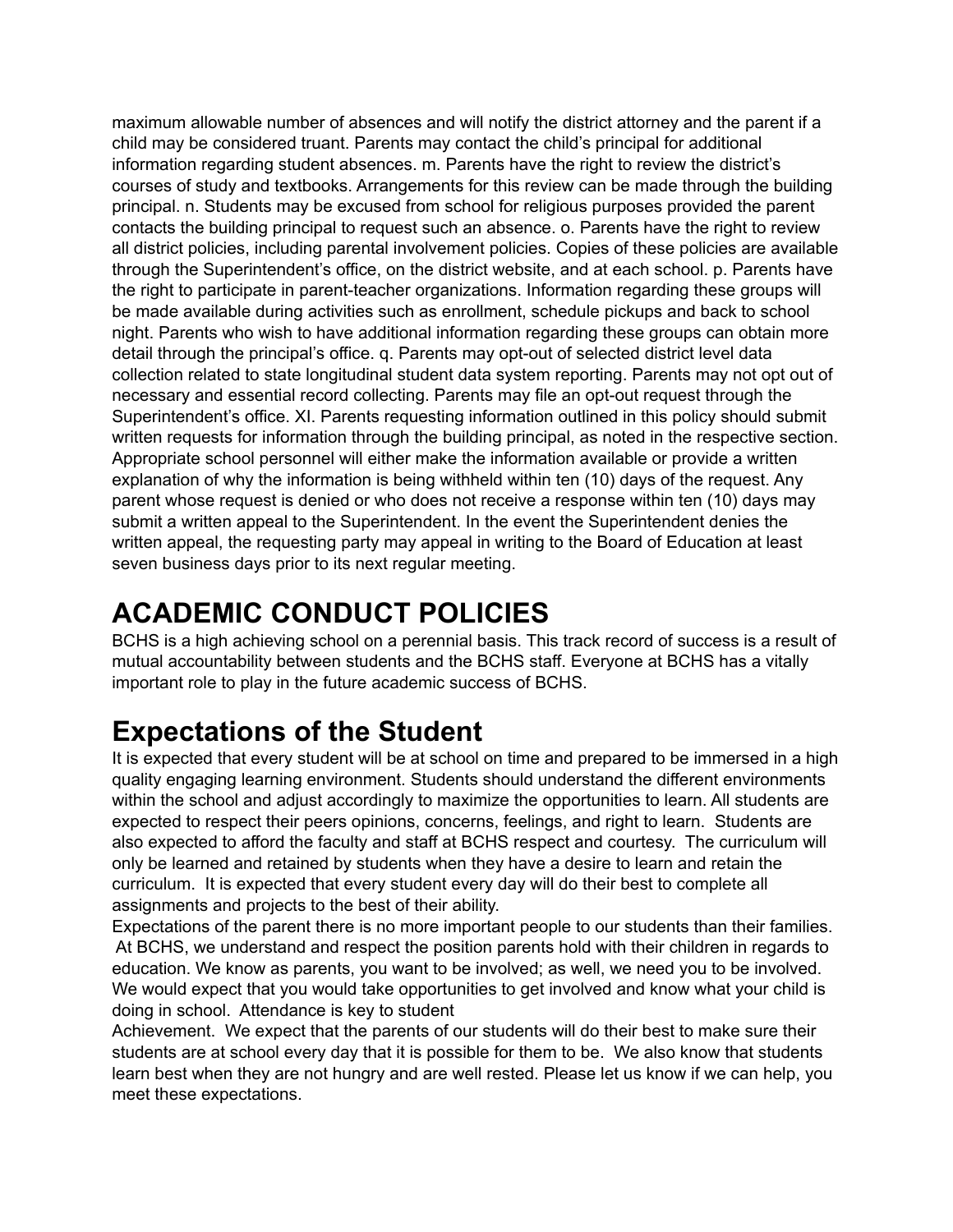maximum allowable number of absences and will notify the district attorney and the parent if a child may be considered truant. Parents may contact the child's principal for additional information regarding student absences. m. Parents have the right to review the district's courses of study and textbooks. Arrangements for this review can be made through the building principal. n. Students may be excused from school for religious purposes provided the parent contacts the building principal to request such an absence. o. Parents have the right to review all district policies, including parental involvement policies. Copies of these policies are available through the Superintendent's office, on the district website, and at each school. p. Parents have the right to participate in parent-teacher organizations. Information regarding these groups will be made available during activities such as enrollment, schedule pickups and back to school night. Parents who wish to have additional information regarding these groups can obtain more detail through the principal's office. q. Parents may opt-out of selected district level data collection related to state longitudinal student data system reporting. Parents may not opt out of necessary and essential record collecting. Parents may file an opt-out request through the Superintendent's office. XI. Parents requesting information outlined in this policy should submit written requests for information through the building principal, as noted in the respective section. Appropriate school personnel will either make the information available or provide a written explanation of why the information is being withheld within ten (10) days of the request. Any parent whose request is denied or who does not receive a response within ten (10) days may submit a written appeal to the Superintendent. In the event the Superintendent denies the written appeal, the requesting party may appeal in writing to the Board of Education at least seven business days prior to its next regular meeting.

# ACADEMIC CONDUCT POLICIES

BCHS is a high achieving school on a perennial basis. This track record of success is a result of mutual accountability between students and the BCHS staff. Everyone at BCHS has a vitally important role to play in the future academic success of BCHS.

# Expectations of the Student

It is expected that every student will be at school on time and prepared to be immersed in a high quality engaging learning environment. Students should understand the different environments within the school and adjust accordingly to maximize the opportunities to learn. All students are expected to respect their peers opinions, concerns, feelings, and right to learn. Students are also expected to afford the faculty and staff at BCHS respect and courtesy. The curriculum will only be learned and retained by students when they have a desire to learn and retain the curriculum. It is expected that every student every day will do their best to complete all assignments and projects to the best of their ability.

Expectations of the parent there is no more important people to our students than their families. At BCHS, we understand and respect the position parents hold with their children in regards to education. We know as parents, you want to be involved; as well, we need you to be involved. We would expect that you would take opportunities to get involved and know what your child is doing in school. Attendance is key to student Achievement. We expect that the parents of our students will do their best to make sure their students are at school every day that it is possible for them to be. We also know that students learn best when they are not hungry and are well rested. Please let us know if we can help, you meet these expectations.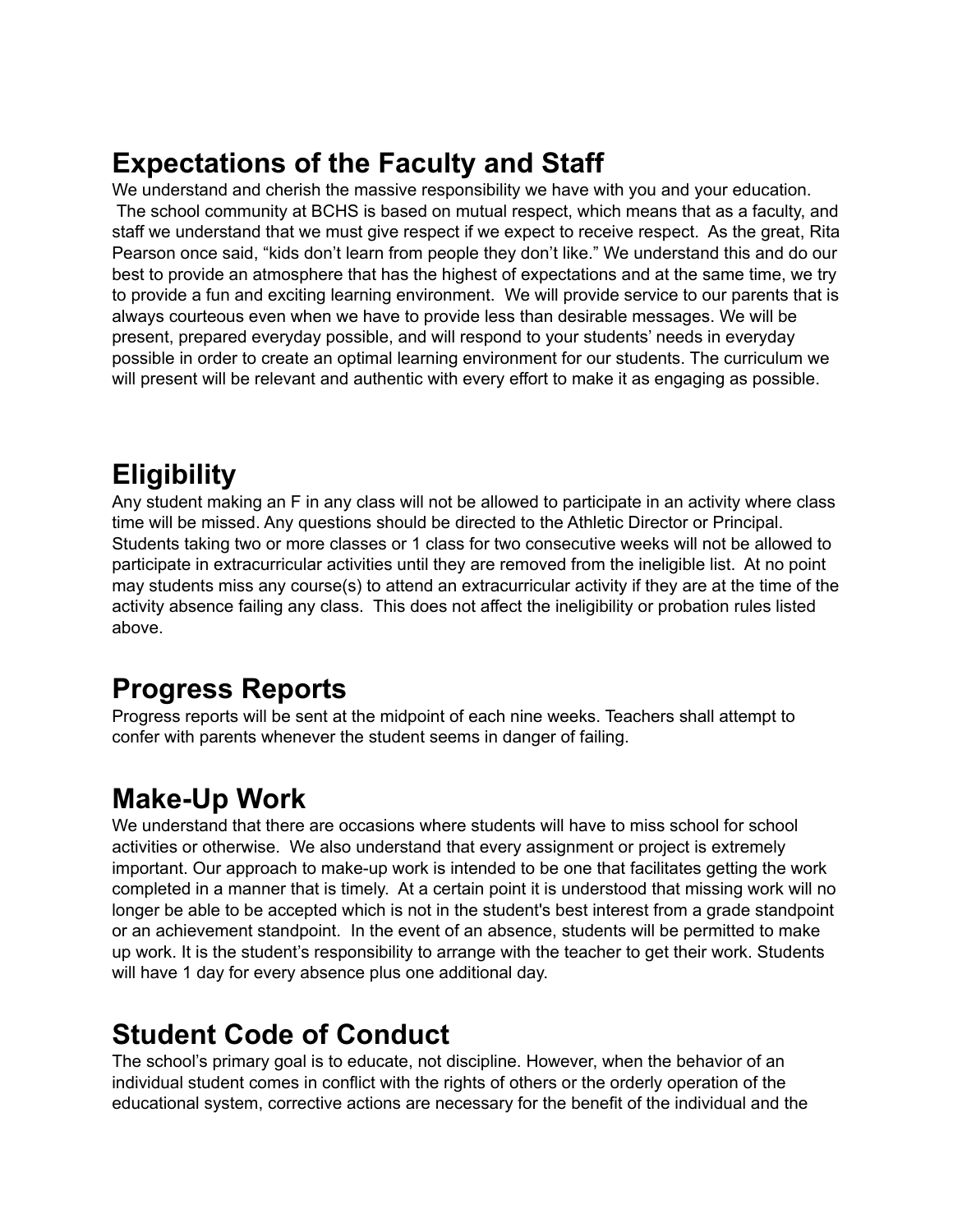## Expectations of the Faculty and Staff

We understand and cherish the massive responsibility we have with you and your education. The school community at BCHS is based on mutual respect, which means that as a faculty, and staff we understand that we must give respect if we expect to receive respect. As the great, Rita Pearson once said, "kids don't learn from people they don't like." We understand this and do our best to provide an atmosphere that has the highest of expectations and at the same time, we try to provide a fun and exciting learning environment. We will provide service to our parents that is always courteous even when we have to provide less than desirable messages. We will be present, prepared everyday possible, and will respond to your students' needs in everyday possible in order to create an optimal learning environment for our students. The curriculum we will present will be relevant and authentic with every effort to make it as engaging as possible.

## Eligibility

Any student making an F in any class will not be allowed to participate in an activity where class time will be missed. Any questions should be directed to the Athletic Director or Principal. Students taking two or more classes or 1 class for two consecutive weeks will not be allowed to participate in extracurricular activities until they are removed from the ineligible list. At no point may students miss any course(s) to attend an extracurricular activity if they are at the time of the activity absence failing any class. This does not affect the ineligibility or probation rules listed above.

## Progress Reports

Progress reports will be sent at the midpoint of each nine weeks. Teachers shall attempt to confer with parents whenever the student seems in danger of failing.

## Make-Up Work

We understand that there are occasions where students will have to miss school for school activities or otherwise. We also understand that every assignment or project is extremely important. Our approach to make-up work is intended to be one that facilitates getting the work completed in a manner that is timely. At a certain point it is understood that missing work will no longer be able to be accepted which is not in the student's best interest from a grade standpoint or an achievement standpoint. In the event of an absence, students will be permitted to make up work. It is the student's responsibility to arrange with the teacher to get their work. Students will have 1 day for every absence plus one additional day.

## Student Code of Conduct

The school's primary goal is to educate, not discipline. However, when the behavior of an individual student comes in conflict with the rights of others or the orderly operation of the educational system, corrective actions are necessary for the benefit of the individual and the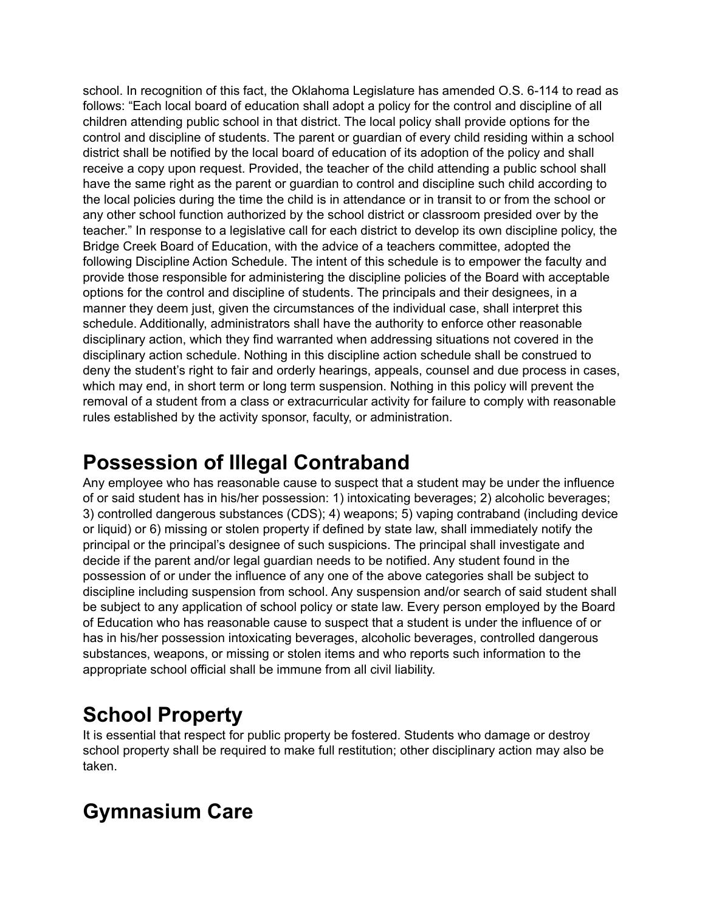school. In recognition of this fact, the Oklahoma Legislature has amended O.S. 6-114 to read as follows: "Each local board of education shall adopt a policy for the control and discipline of all children attending public school in that district. The local policy shall provide options for the control and discipline of students. The parent or guardian of every child residing within a school district shall be notified by the local board of education of its adoption of the policy and shall receive a copy upon request. Provided, the teacher of the child attending a public school shall have the same right as the parent or guardian to control and discipline such child according to the local policies during the time the child is in attendance or in transit to or from the school or any other school function authorized by the school district or classroom presided over by the teacher." In response to a legislative call for each district to develop its own discipline policy, the Bridge Creek Board of Education, with the advice of a teachers committee, adopted the following Discipline Action Schedule. The intent of this schedule is to empower the faculty and provide those responsible for administering the discipline policies of the Board with acceptable options for the control and discipline of students. The principals and their designees, in a manner they deem just, given the circumstances of the individual case, shall interpret this schedule. Additionally, administrators shall have the authority to enforce other reasonable disciplinary action, which they find warranted when addressing situations not covered in the disciplinary action schedule. Nothing in this discipline action schedule shall be construed to deny the student's right to fair and orderly hearings, appeals, counsel and due process in cases, which may end, in short term or long term suspension. Nothing in this policy will prevent the removal of a student from a class or extracurricular activity for failure to comply with reasonable rules established by the activity sponsor, faculty, or administration.

# Possession of Illegal Contraband

Any employee who has reasonable cause to suspect that a student may be under the influence of or said student has in his/her possession: 1) intoxicating beverages; 2) alcoholic beverages; 3) controlled dangerous substances (CDS); 4) weapons; 5) vaping contraband (including device or liquid) or 6) missing or stolen property if defined by state law, shall immediately notify the principal or the principal's designee of such suspicions. The principal shall investigate and decide if the parent and/or legal guardian needs to be notified. Any student found in the possession of or under the influence of any one of the above categories shall be subject to discipline including suspension from school. Any suspension and/or search of said student shall be subject to any application of school policy or state law. Every person employed by the Board of Education who has reasonable cause to suspect that a student is under the influence of or has in his/her possession intoxicating beverages, alcoholic beverages, controlled dangerous substances, weapons, or missing or stolen items and who reports such information to the appropriate school official shall be immune from all civil liability.

# School Property

It is essential that respect for public property be fostered. Students who damage or destroy school property shall be required to make full restitution; other disciplinary action may also be taken.

# Gymnasium Care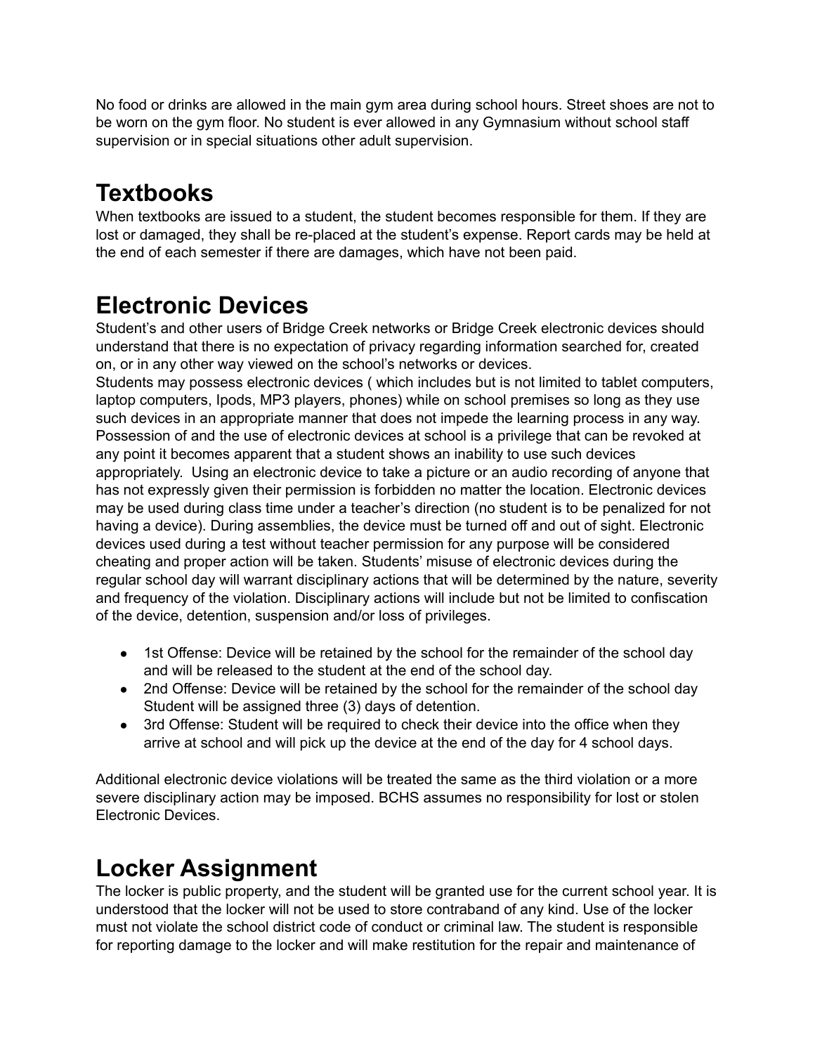No food or drinks are allowed in the main gym area during school hours. Street shoes are not to be worn on the gym floor. No student is ever allowed in any Gymnasium without school staff supervision or in special situations other adult supervision.

# Textbooks

When textbooks are issued to a student, the student becomes responsible for them. If they are lost or damaged, they shall be re-placed at the student's expense. Report cards may be held at the end of each semester if there are damages, which have not been paid.

# Electronic Devices

Student's and other users of Bridge Creek networks or Bridge Creek electronic devices should understand that there is no expectation of privacy regarding information searched for, created on, or in any other way viewed on the school's networks or devices.
Students may possess electronic devices ( which includes but is not limited to tablet computers, laptop computers, Ipods, MP3 players, phones) while on school premises so long as they use such devices in an appropriate manner that does not impede the learning process in any way. Possession of and the use of electronic devices at school is a privilege that can be revoked at any point it becomes apparent that a student shows an inability to use such devices appropriately. Using an electronic device to take a picture or an audio recording of anyone that has not expressly given their permission is forbidden no matter the location. Electronic devices may be used during class time under a teacher's direction (no student is to be penalized for not having a device). During assemblies, the device must be turned off and out of sight. Electronic devices used during a test without teacher permission for any purpose will be considered cheating and proper action will be taken. Students' misuse of electronic devices during the regular school day will warrant disciplinary actions that will be determined by the nature, severity and frequency of the violation. Disciplinary actions will include but not be limited to confiscation of the device, detention, suspension and/or loss of privileges.

- 1st Offense: Device will be retained by the school for the remainder of the school day and will be released to the student at the end of the school day.
- 2nd Offense: Device will be retained by the school for the remainder of the school day Student will be assigned three (3) days of detention.
- 3rd Offense: Student will be required to check their device into the office when they arrive at school and will pick up the device at the end of the day for 4 school days.

Additional electronic device violations will be treated the same as the third violation or a more severe disciplinary action may be imposed. BCHS assumes no responsibility for lost or stolen Electronic Devices.

# Locker Assignment

The locker is public property, and the student will be granted use for the current school year. It is understood that the locker will not be used to store contraband of any kind. Use of the locker must not violate the school district code of conduct or criminal law. The student is responsible for reporting damage to the locker and will make restitution for the repair and maintenance of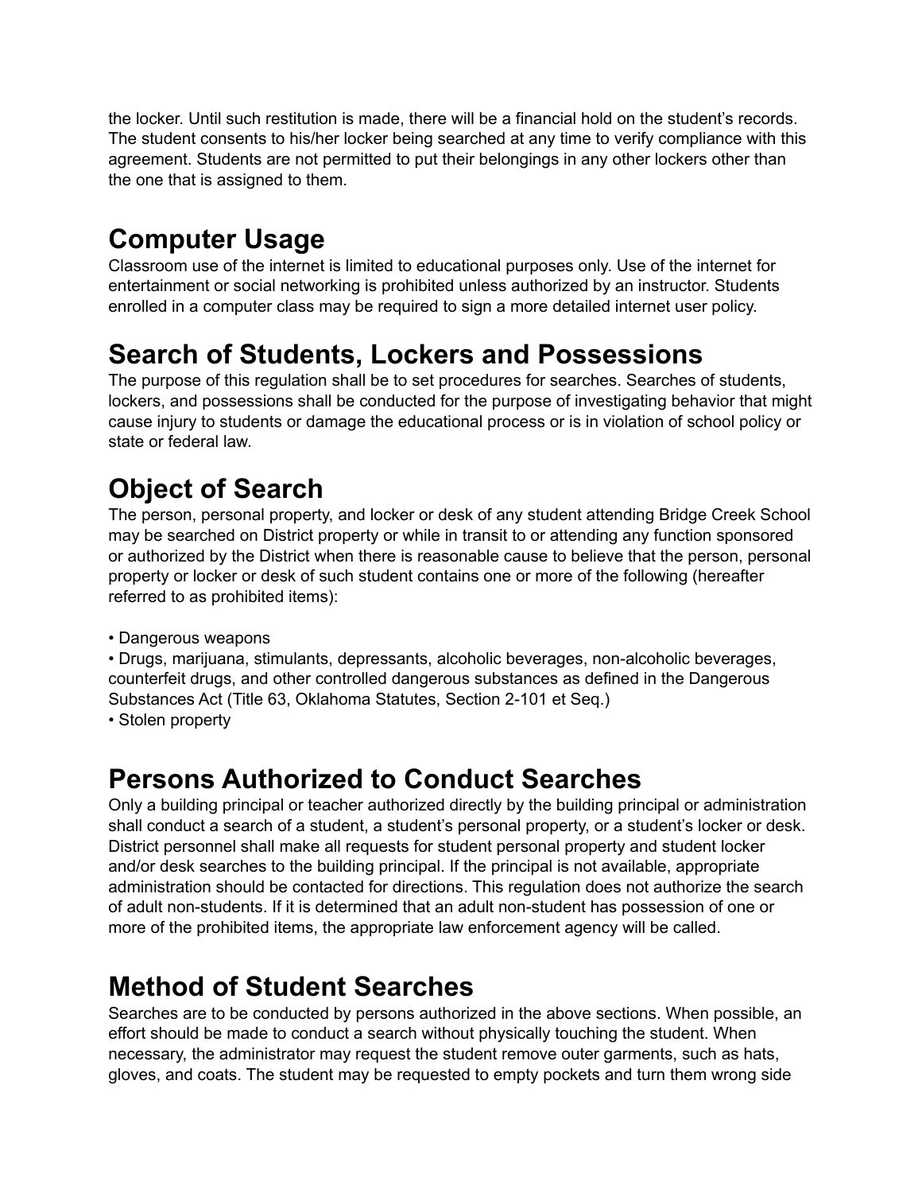the locker. Until such restitution is made, there will be a financial hold on the student's records. The student consents to his/her locker being searched at any time to verify compliance with this agreement. Students are not permitted to put their belongings in any other lockers other than the one that is assigned to them.

# Computer Usage

Classroom use of the internet is limited to educational purposes only. Use of the internet for entertainment or social networking is prohibited unless authorized by an instructor. Students enrolled in a computer class may be required to sign a more detailed internet user policy.

# Search of Students, Lockers and Possessions

The purpose of this regulation shall be to set procedures for searches. Searches of students, lockers, and possessions shall be conducted for the purpose of investigating behavior that might cause injury to students or damage the educational process or is in violation of school policy or state or federal law.

# Object of Search

The person, personal property, and locker or desk of any student attending Bridge Creek School may be searched on District property or while in transit to or attending any function sponsored or authorized by the District when there is reasonable cause to believe that the person, personal property or locker or desk of such student contains one or more of the following (hereafter referred to as prohibited items):

- Dangerous weapons
- Drugs, marijuana, stimulants, depressants, alcoholic beverages, non-alcoholic beverages, counterfeit drugs, and other controlled dangerous substances as defined in the Dangerous Substances Act (Title 63, Oklahoma Statutes, Section 2-101 et Seq.)
- Stolen property

# Persons Authorized to Conduct Searches

Only a building principal or teacher authorized directly by the building principal or administration shall conduct a search of a student, a student's personal property, or a student's locker or desk. District personnel shall make all requests for student personal property and student locker and/or desk searches to the building principal. If the principal is not available, appropriate administration should be contacted for directions. This regulation does not authorize the search of adult non-students. If it is determined that an adult non-student has possession of one or more of the prohibited items, the appropriate law enforcement agency will be called.

# Method of Student Searches

Searches are to be conducted by persons authorized in the above sections. When possible, an effort should be made to conduct a search without physically touching the student. When necessary, the administrator may request the student remove outer garments, such as hats, gloves, and coats. The student may be requested to empty pockets and turn them wrong side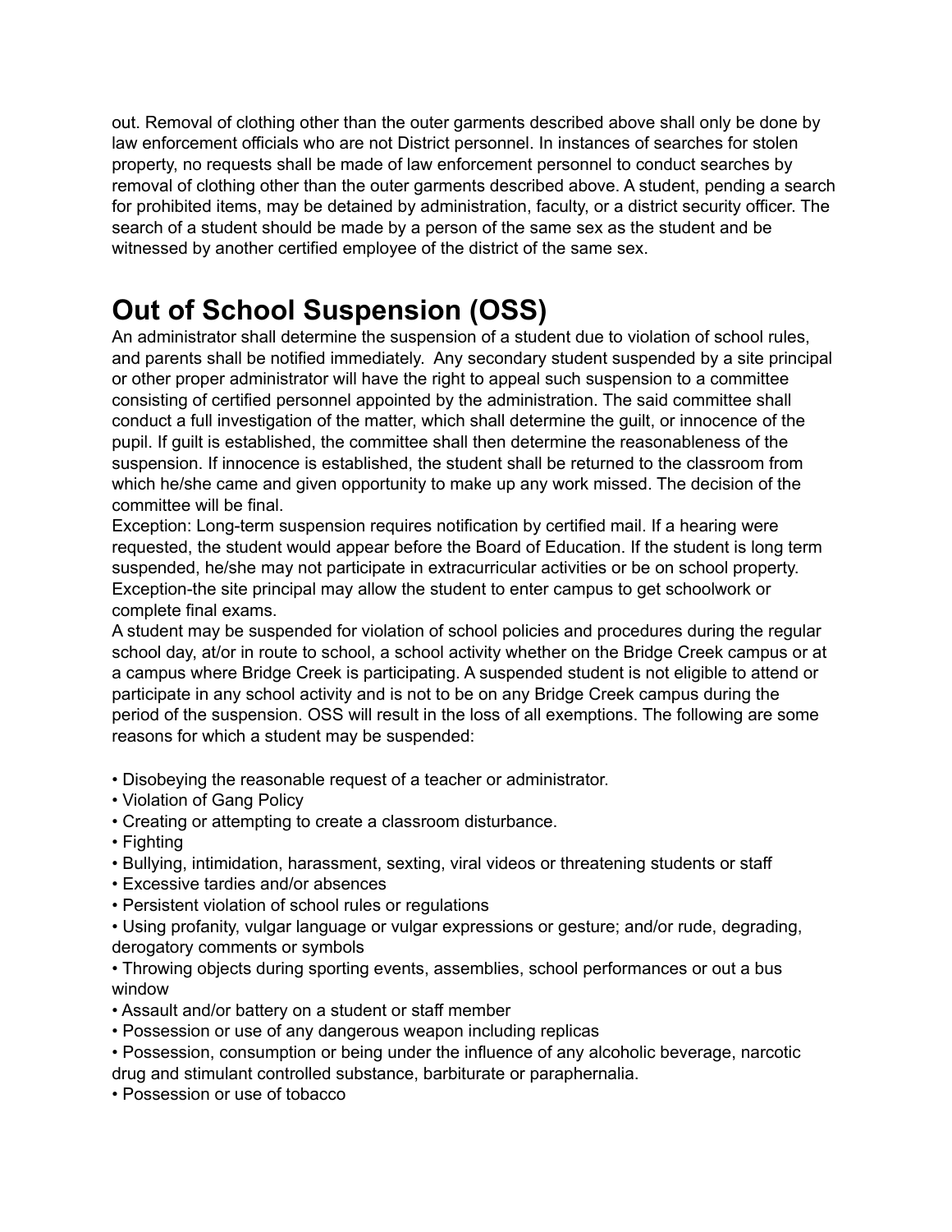out. Removal of clothing other than the outer garments described above shall only be done by law enforcement officials who are not District personnel. In instances of searches for stolen property, no requests shall be made of law enforcement personnel to conduct searches by removal of clothing other than the outer garments described above. A student, pending a search for prohibited items, may be detained by administration, faculty, or a district security officer. The search of a student should be made by a person of the same sex as the student and be witnessed by another certified employee of the district of the same sex.

# Out of School Suspension (OSS)

An administrator shall determine the suspension of a student due to violation of school rules, and parents shall be notified immediately. Any secondary student suspended by a site principal or other proper administrator will have the right to appeal such suspension to a committee consisting of certified personnel appointed by the administration. The said committee shall conduct a full investigation of the matter, which shall determine the guilt, or innocence of the pupil. If guilt is established, the committee shall then determine the reasonableness of the suspension. If innocence is established, the student shall be returned to the classroom from which he/she came and given opportunity to make up any work missed. The decision of the committee will be final.

Exception: Long-term suspension requires notification by certified mail. If a hearing were requested, the student would appear before the Board of Education. If the student is long term suspended, he/she may not participate in extracurricular activities or be on school property. Exception-the site principal may allow the student to enter campus to get schoolwork or complete final exams.

A student may be suspended for violation of school policies and procedures during the regular school day, at/or in route to school, a school activity whether on the Bridge Creek campus or at a campus where Bridge Creek is participating. A suspended student is not eligible to attend or participate in any school activity and is not to be on any Bridge Creek campus during the period of the suspension. OSS will result in the loss of all exemptions. The following are some reasons for which a student may be suspended:

- Disobeying the reasonable request of a teacher or administrator.
- Violation of Gang Policy
- Creating or attempting to create a classroom disturbance.
- Fighting
- Bullying, intimidation, harassment, sexting, viral videos or threatening students or staff
- Excessive tardies and/or absences
- Persistent violation of school rules or regulations
- Using profanity, vulgar language or vulgar expressions or gesture; and/or rude, degrading, derogatory comments or symbols
- Throwing objects during sporting events, assemblies, school performances or out a bus window
- Assault and/or battery on a student or staff member
- Possession or use of any dangerous weapon including replicas
- Possession, consumption or being under the influence of any alcoholic beverage, narcotic drug and stimulant controlled substance, barbiturate or paraphernalia.
- Possession or use of tobacco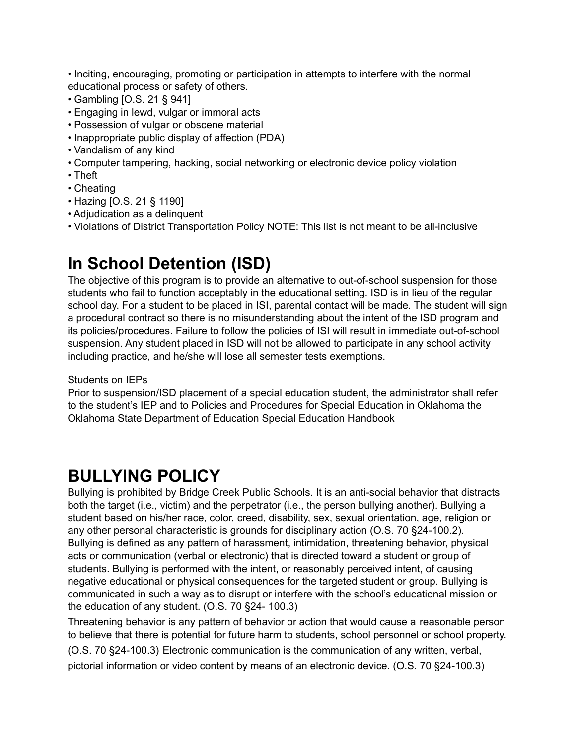- Inciting, encouraging, promoting or participation in attempts to interfere with the normal educational process or safety of others.
- Gambling [O.S. 21 § 941]
- Engaging in lewd, vulgar or immoral acts
- Possession of vulgar or obscene material
- Inappropriate public display of affection (PDA)
- Vandalism of any kind
- Computer tampering, hacking, social networking or electronic device policy violation
- Theft
- Cheating
- Hazing [O.S. 21 § 1190]
- Adjudication as a delinquent
- Violations of District Transportation Policy NOTE: This list is not meant to be all-inclusive

# In School Detention (ISD)

The objective of this program is to provide an alternative to out-of-school suspension for those students who fail to function acceptably in the educational setting. ISD is in lieu of the regular school day. For a student to be placed in ISI, parental contact will be made. The student will sign a procedural contract so there is no misunderstanding about the intent of the ISD program and its policies/procedures. Failure to follow the policies of ISI will result in immediate out-of-school suspension. Any student placed in ISD will not be allowed to participate in any school activity including practice, and he/she will lose all semester tests exemptions.

Students on IEPs

Prior to suspension/ISD placement of a special education student, the administrator shall refer to the student's IEP and to Policies and Procedures for Special Education in Oklahoma the Oklahoma State Department of Education Special Education Handbook

# BULLYING POLICY

Bullying is prohibited by Bridge Creek Public Schools. It is an anti-social behavior that distracts both the target (i.e., victim) and the perpetrator (i.e., the person bullying another). Bullying a student based on his/her race, color, creed, disability, sex, sexual orientation, age, religion or any other personal characteristic is grounds for disciplinary action (O.S. 70 §24-100.2). Bullying is defined as any pattern of harassment, intimidation, threatening behavior, physical acts or communication (verbal or electronic) that is directed toward a student or group of students. Bullying is performed with the intent, or reasonably perceived intent, of causing negative educational or physical consequences for the targeted student or group. Bullying is communicated in such a way as to disrupt or interfere with the school's educational mission or the education of any student. (O.S. 70 §24- 100.3)

Threatening behavior is any pattern of behavior or action that would cause a reasonable person to believe that there is potential for future harm to students, school personnel or school property. (O.S. 70 §24-100.3) Electronic communication is the communication of any written, verbal, pictorial information or video content by means of an electronic device. (O.S. 70 §24-100.3)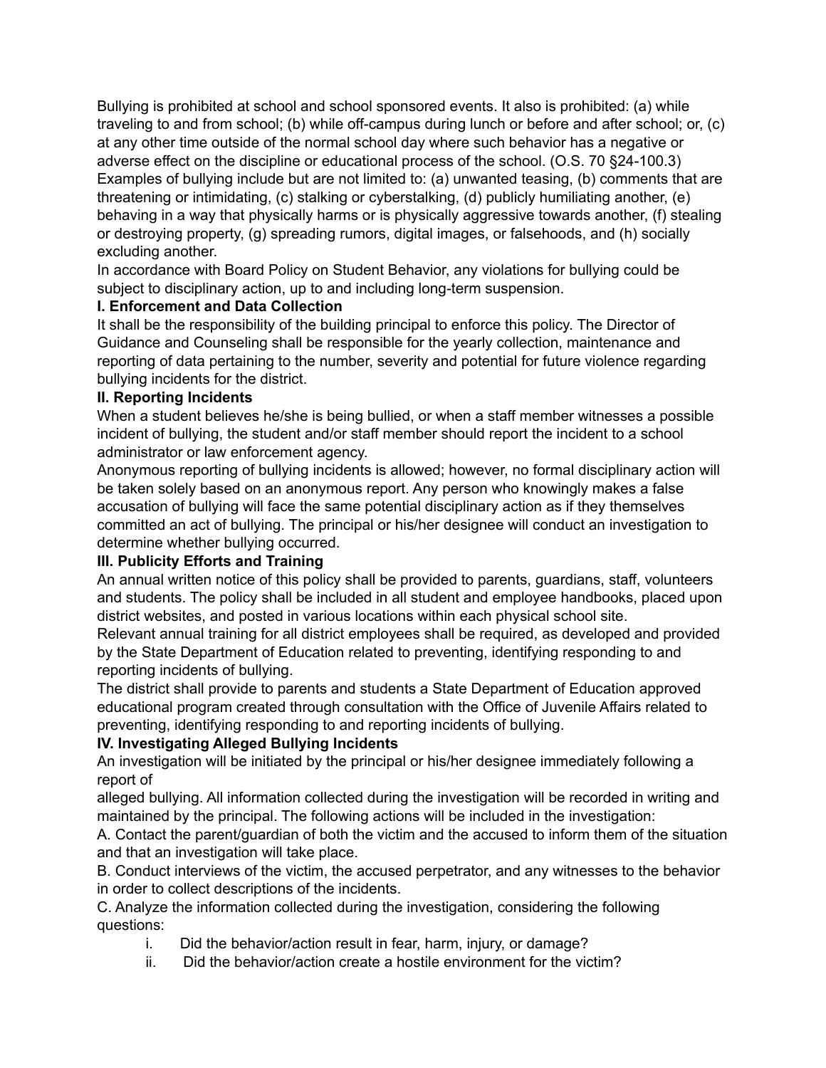Bullying is prohibited at school and school sponsored events. It also is prohibited: (a) while traveling to and from school; (b) while off-campus during lunch or before and after school; or, (c) at any other time outside of the normal school day where such behavior has a negative or adverse effect on the discipline or educational process of the school. (O.S. 70 §24-100.3)

Examples of bullying include but are not limited to: (a) unwanted teasing, (b) comments that are threatening or intimidating, (c) stalking or cyberstalking, (d) publicly humiliating another, (e) behaving in a way that physically harms or is physically aggressive towards another, (f) stealing or destroying property, (g) spreading rumors, digital images, or falsehoods, and (h) socially excluding another.

In accordance with Board Policy on Student Behavior, any violations for bullying could be subject to disciplinary action, up to and including long-term suspension.

**I. Enforcement and Data Collection**

It shall be the responsibility of the building principal to enforce this policy. The Director of Guidance and Counseling shall be responsible for the yearly collection, maintenance and reporting of data pertaining to the number, severity and potential for future violence regarding bullying incidents for the district.

**II. Reporting Incidents**

When a student believes he/she is being bullied, or when a staff member witnesses a possible incident of bullying, the student and/or staff member should report the incident to a school administrator or law enforcement agency.

Anonymous reporting of bullying incidents is allowed; however, no formal disciplinary action will be taken solely based on an anonymous report. Any person who knowingly makes a false accusation of bullying will face the same potential disciplinary action as if they themselves committed an act of bullying. The principal or his/her designee will conduct an investigation to determine whether bullying occurred.

**III. Publicity Efforts and Training**

An annual written notice of this policy shall be provided to parents, guardians, staff, volunteers and students. The policy shall be included in all student and employee handbooks, placed upon district websites, and posted in various locations within each physical school site.

Relevant annual training for all district employees shall be required, as developed and provided by the State Department of Education related to preventing, identifying responding to and reporting incidents of bullying.

The district shall provide to parents and students a State Department of Education approved educational program created through consultation with the Office of Juvenile Affairs related to preventing, identifying responding to and reporting incidents of bullying.

**IV. Investigating Alleged Bullying Incidents**

An investigation will be initiated by the principal or his/her designee immediately following a report of alleged bullying. All information collected during the investigation will be recorded in writing and maintained by the principal. The following actions will be included in the investigation:

A. Contact the parent/guardian of both the victim and the accused to inform them of the situation and that an investigation will take place.

B. Conduct interviews of the victim, the accused perpetrator, and any witnesses to the behavior in order to collect descriptions of the incidents.

C. Analyze the information collected during the investigation, considering the following questions:

- i. Did the behavior/action result in fear, harm, injury, or damage?
- ii. Did the behavior/action create a hostile environment for the victim?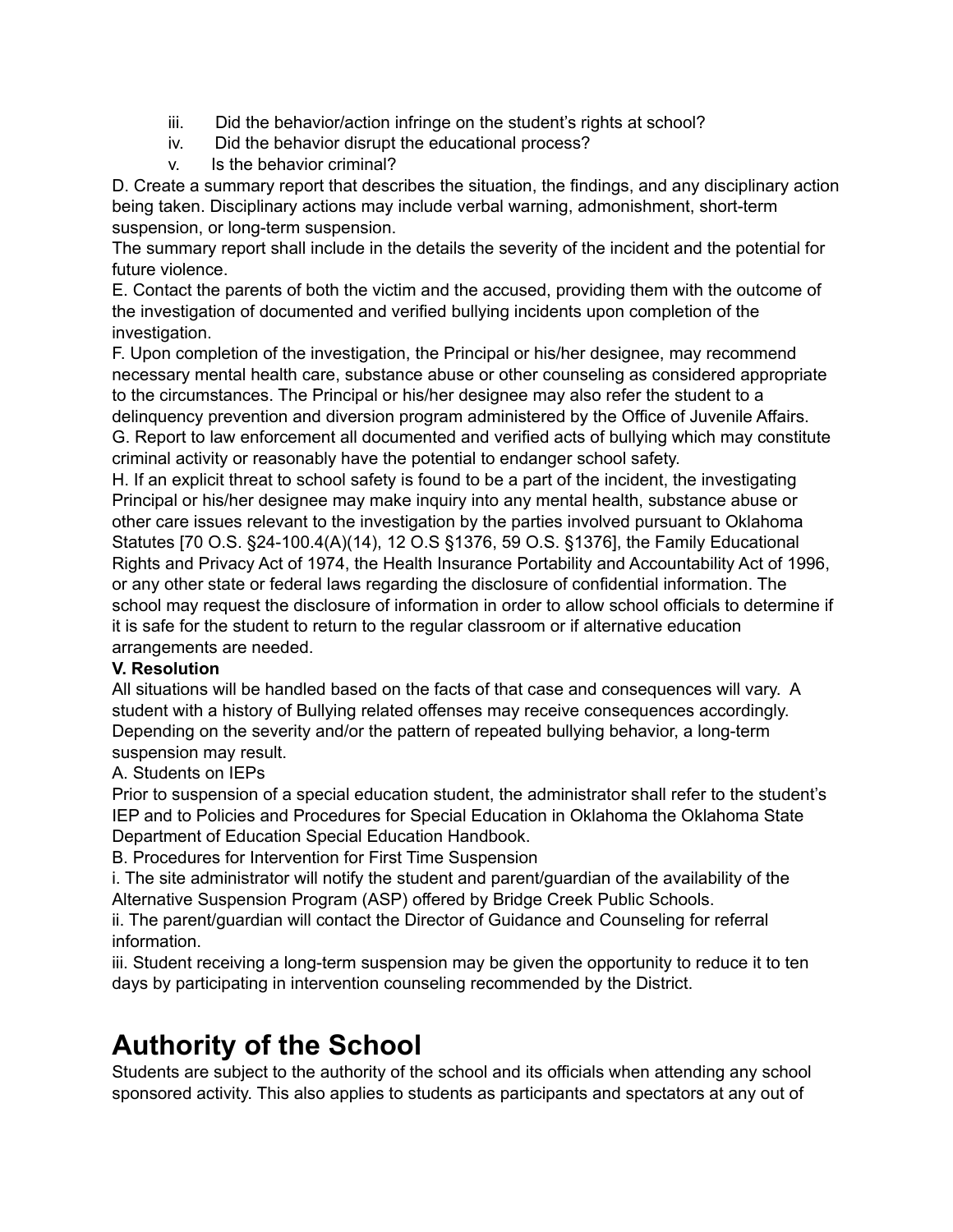iii. Did the behavior/action infringe on the student's rights at school?
iv. Did the behavior disrupt the educational process?
v. Is the behavior criminal?

D. Create a summary report that describes the situation, the findings, and any disciplinary action being taken. Disciplinary actions may include verbal warning, admonishment, short-term suspension, or long-term suspension.
The summary report shall include in the details the severity of the incident and the potential for future violence.
E. Contact the parents of both the victim and the accused, providing them with the outcome of the investigation of documented and verified bullying incidents upon completion of the investigation.
F. Upon completion of the investigation, the Principal or his/her designee, may recommend necessary mental health care, substance abuse or other counseling as considered appropriate to the circumstances. The Principal or his/her designee may also refer the student to a delinquency prevention and diversion program administered by the Office of Juvenile Affairs.
G. Report to law enforcement all documented and verified acts of bullying which may constitute criminal activity or reasonably have the potential to endanger school safety.
H. If an explicit threat to school safety is found to be a part of the incident, the investigating Principal or his/her designee may make inquiry into any mental health, substance abuse or other care issues relevant to the investigation by the parties involved pursuant to Oklahoma Statutes [70 O.S. §24-100.4(A)(14), 12 O.S §1376, 59 O.S. §1376], the Family Educational Rights and Privacy Act of 1974, the Health Insurance Portability and Accountability Act of 1996, or any other state or federal laws regarding the disclosure of confidential information. The school may request the disclosure of information in order to allow school officials to determine if it is safe for the student to return to the regular classroom or if alternative education arrangements are needed.

**V. Resolution**

All situations will be handled based on the facts of that case and consequences will vary. A student with a history of Bullying related offenses may receive consequences accordingly. Depending on the severity and/or the pattern of repeated bullying behavior, a long-term suspension may result.

A. Students on IEPs
Prior to suspension of a special education student, the administrator shall refer to the student's IEP and to Policies and Procedures for Special Education in Oklahoma the Oklahoma State Department of Education Special Education Handbook.

B. Procedures for Intervention for First Time Suspension
i. The site administrator will notify the student and parent/guardian of the availability of the Alternative Suspension Program (ASP) offered by Bridge Creek Public Schools.
ii. The parent/guardian will contact the Director of Guidance and Counseling for referral information.
iii. Student receiving a long-term suspension may be given the opportunity to reduce it to ten days by participating in intervention counseling recommended by the District.

# Authority of the School

Students are subject to the authority of the school and its officials when attending any school sponsored activity. This also applies to students as participants and spectators at any out of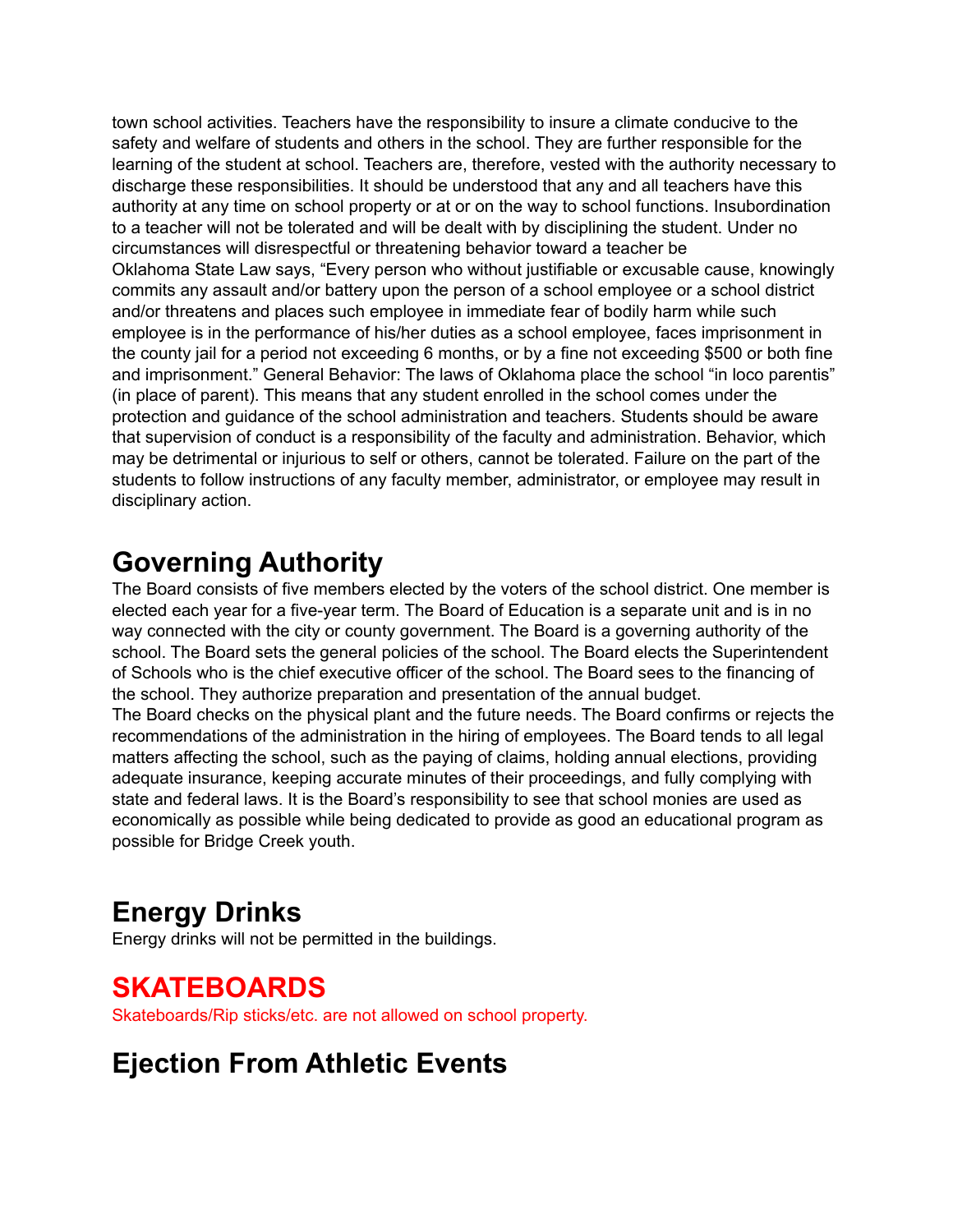town school activities. Teachers have the responsibility to insure a climate conducive to the safety and welfare of students and others in the school. They are further responsible for the learning of the student at school. Teachers are, therefore, vested with the authority necessary to discharge these responsibilities. It should be understood that any and all teachers have this authority at any time on school property or at or on the way to school functions. Insubordination to a teacher will not be tolerated and will be dealt with by disciplining the student. Under no circumstances will disrespectful or threatening behavior toward a teacher be
Oklahoma State Law says, "Every person who without justifiable or excusable cause, knowingly commits any assault and/or battery upon the person of a school employee or a school district and/or threatens and places such employee in immediate fear of bodily harm while such employee is in the performance of his/her duties as a school employee, faces imprisonment in the county jail for a period not exceeding 6 months, or by a fine not exceeding $500 or both fine and imprisonment." General Behavior: The laws of Oklahoma place the school "in loco parentis" (in place of parent). This means that any student enrolled in the school comes under the protection and guidance of the school administration and teachers. Students should be aware that supervision of conduct is a responsibility of the faculty and administration. Behavior, which may be detrimental or injurious to self or others, cannot be tolerated. Failure on the part of the students to follow instructions of any faculty member, administrator, or employee may result in disciplinary action.

# Governing Authority

The Board consists of five members elected by the voters of the school district. One member is elected each year for a five-year term. The Board of Education is a separate unit and is in no way connected with the city or county government. The Board is a governing authority of the school. The Board sets the general policies of the school. The Board elects the Superintendent of Schools who is the chief executive officer of the school. The Board sees to the financing of the school. They authorize preparation and presentation of the annual budget.
The Board checks on the physical plant and the future needs. The Board confirms or rejects the recommendations of the administration in the hiring of employees. The Board tends to all legal matters affecting the school, such as the paying of claims, holding annual elections, providing adequate insurance, keeping accurate minutes of their proceedings, and fully complying with state and federal laws. It is the Board's responsibility to see that school monies are used as economically as possible while being dedicated to provide as good an educational program as possible for Bridge Creek youth.

# Energy Drinks

Energy drinks will not be permitted in the buildings.

# SKATEBOARDS

Skateboards/Rip sticks/etc. are not allowed on school property.

# Ejection From Athletic Events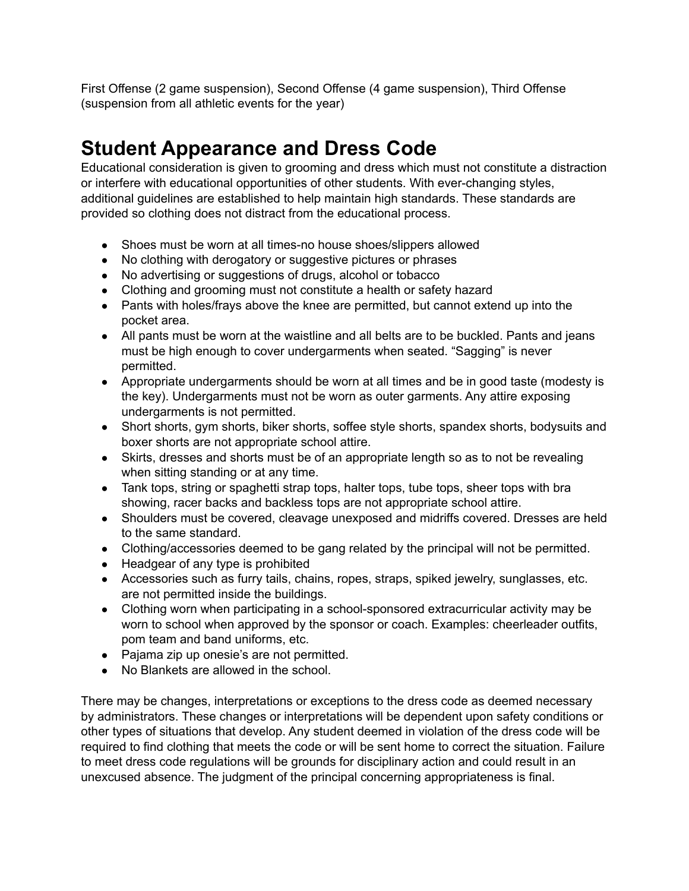First Offense (2 game suspension), Second Offense (4 game suspension), Third Offense (suspension from all athletic events for the year)

# Student Appearance and Dress Code

Educational consideration is given to grooming and dress which must not constitute a distraction or interfere with educational opportunities of other students. With ever-changing styles, additional guidelines are established to help maintain high standards. These standards are provided so clothing does not distract from the educational process.

- Shoes must be worn at all times-no house shoes/slippers allowed
- No clothing with derogatory or suggestive pictures or phrases
- No advertising or suggestions of drugs, alcohol or tobacco
- Clothing and grooming must not constitute a health or safety hazard
- Pants with holes/frays above the knee are permitted, but cannot extend up into the pocket area.
- All pants must be worn at the waistline and all belts are to be buckled. Pants and jeans must be high enough to cover undergarments when seated. "Sagging" is never permitted.
- Appropriate undergarments should be worn at all times and be in good taste (modesty is the key). Undergarments must not be worn as outer garments. Any attire exposing undergarments is not permitted.
- Short shorts, gym shorts, biker shorts, soffee style shorts, spandex shorts, bodysuits and boxer shorts are not appropriate school attire.
- Skirts, dresses and shorts must be of an appropriate length so as to not be revealing when sitting standing or at any time.
- Tank tops, string or spaghetti strap tops, halter tops, tube tops, sheer tops with bra showing, racer backs and backless tops are not appropriate school attire.
- Shoulders must be covered, cleavage unexposed and midriffs covered. Dresses are held to the same standard.
- Clothing/accessories deemed to be gang related by the principal will not be permitted.
- Headgear of any type is prohibited
- Accessories such as furry tails, chains, ropes, straps, spiked jewelry, sunglasses, etc. are not permitted inside the buildings.
- Clothing worn when participating in a school-sponsored extracurricular activity may be worn to school when approved by the sponsor or coach. Examples: cheerleader outfits, pom team and band uniforms, etc.
- Pajama zip up onesie's are not permitted.
- No Blankets are allowed in the school.

There may be changes, interpretations or exceptions to the dress code as deemed necessary by administrators. These changes or interpretations will be dependent upon safety conditions or other types of situations that develop. Any student deemed in violation of the dress code will be required to find clothing that meets the code or will be sent home to correct the situation. Failure to meet dress code regulations will be grounds for disciplinary action and could result in an unexcused absence. The judgment of the principal concerning appropriateness is final.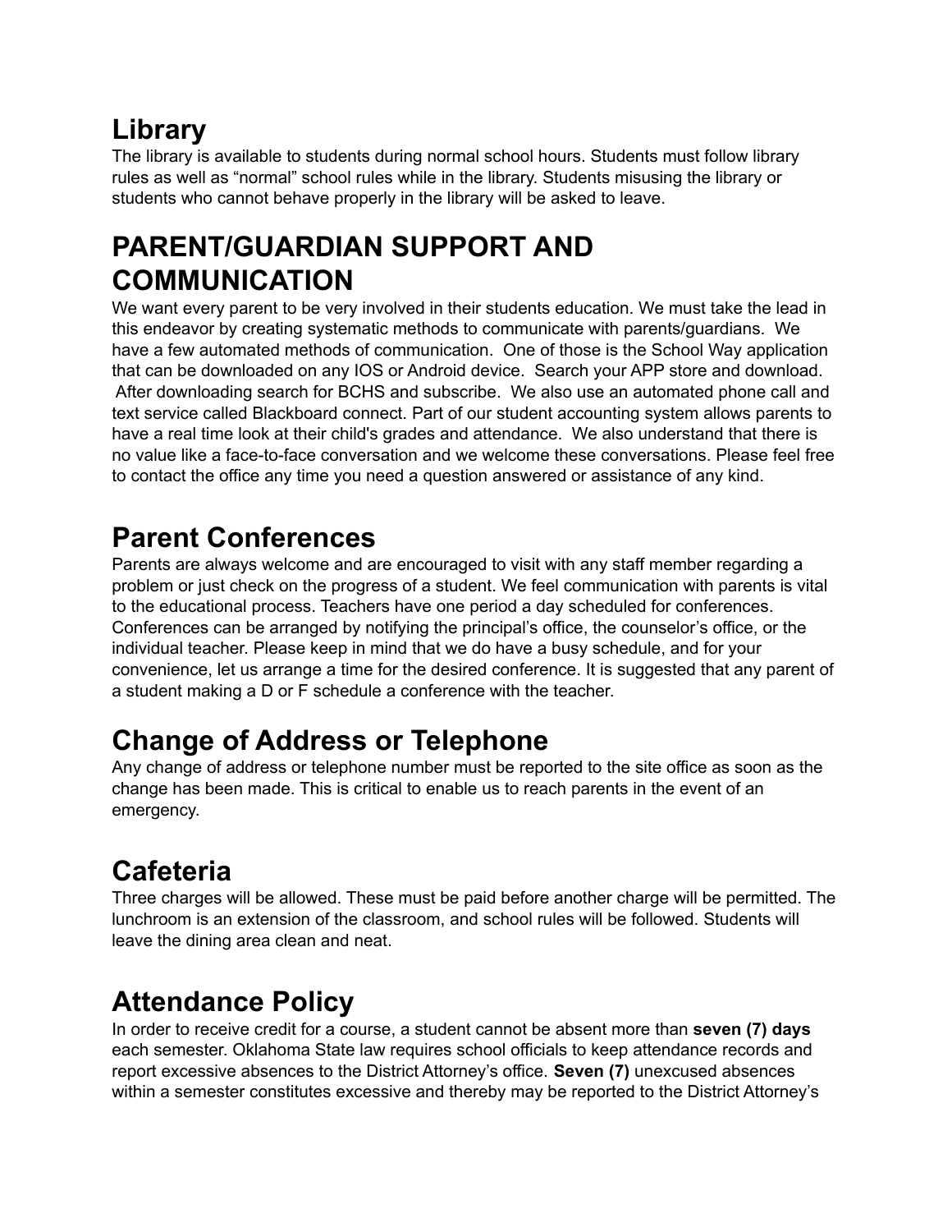## Library

The library is available to students during normal school hours. Students must follow library rules as well as “normal” school rules while in the library. Students misusing the library or students who cannot behave properly in the library will be asked to leave.

# PARENT/GUARDIAN SUPPORT AND COMMUNICATION

We want every parent to be very involved in their students education. We must take the lead in this endeavor by creating systematic methods to communicate with parents/guardians. We have a few automated methods of communication. One of those is the School Way application that can be downloaded on any IOS or Android device. Search your APP store and download. After downloading search for BCHS and subscribe. We also use an automated phone call and text service called Blackboard connect. Part of our student accounting system allows parents to have a real time look at their child's grades and attendance. We also understand that there is no value like a face-to-face conversation and we welcome these conversations. Please feel free to contact the office any time you need a question answered or assistance of any kind.

## Parent Conferences

Parents are always welcome and are encouraged to visit with any staff member regarding a problem or just check on the progress of a student. We feel communication with parents is vital to the educational process. Teachers have one period a day scheduled for conferences. Conferences can be arranged by notifying the principal’s office, the counselor’s office, or the individual teacher. Please keep in mind that we do have a busy schedule, and for your convenience, let us arrange a time for the desired conference. It is suggested that any parent of a student making a D or F schedule a conference with the teacher.

## Change of Address or Telephone

Any change of address or telephone number must be reported to the site office as soon as the change has been made. This is critical to enable us to reach parents in the event of an emergency.

## Cafeteria

Three charges will be allowed. These must be paid before another charge will be permitted. The lunchroom is an extension of the classroom, and school rules will be followed. Students will leave the dining area clean and neat.

## Attendance Policy

In order to receive credit for a course, a student cannot be absent more than **seven (7) days** each semester. Oklahoma State law requires school officials to keep attendance records and report excessive absences to the District Attorney’s office. **Seven (7)** unexcused absences within a semester constitutes excessive and thereby may be reported to the District Attorney’s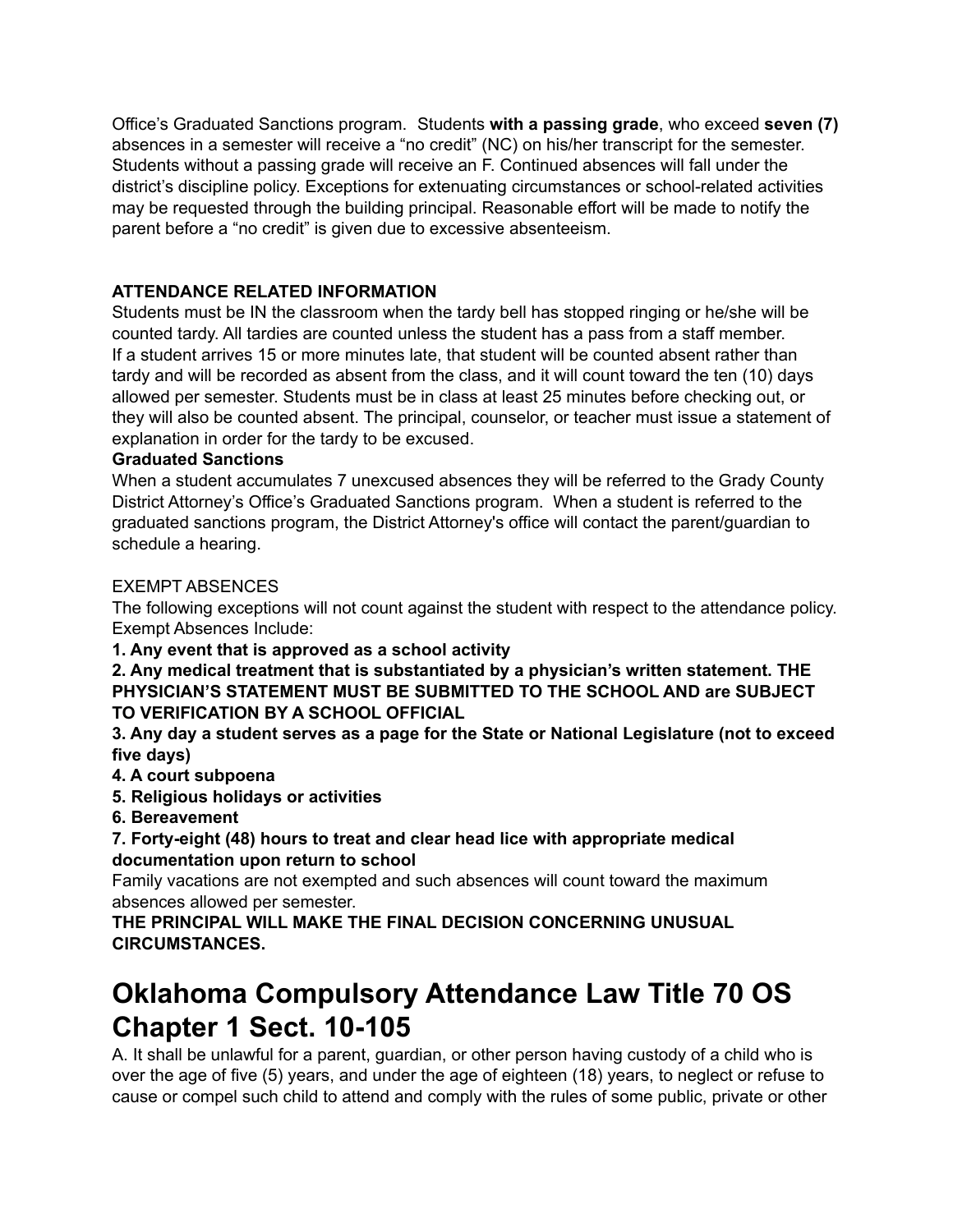Office's Graduated Sanctions program.  Students **with a passing grade**, who exceed **seven (7)** absences in a semester will receive a "no credit" (NC) on his/her transcript for the semester. Students without a passing grade will receive an F. Continued absences will fall under the district's discipline policy. Exceptions for extenuating circumstances or school-related activities may be requested through the building principal. Reasonable effort will be made to notify the parent before a "no credit" is given due to excessive absenteeism.

**ATTENDANCE RELATED INFORMATION**

Students must be IN the classroom when the tardy bell has stopped ringing or he/she will be counted tardy. All tardies are counted unless the student has a pass from a staff member. If a student arrives 15 or more minutes late, that student will be counted absent rather than tardy and will be recorded as absent from the class, and it will count toward the ten (10) days allowed per semester. Students must be in class at least 25 minutes before checking out, or they will also be counted absent. The principal, counselor, or teacher must issue a statement of explanation in order for the tardy to be excused.

**Graduated Sanctions**

When a student accumulates 7 unexcused absences they will be referred to the Grady County District Attorney's Office's Graduated Sanctions program.  When a student is referred to the graduated sanctions program, the District Attorney's office will contact the parent/guardian to schedule a hearing.

EXEMPT ABSENCES

The following exceptions will not count against the student with respect to the attendance policy. Exempt Absences Include:

**1. Any event that is approved as a school activity**

**2. Any medical treatment that is substantiated by a physician's written statement. THE PHYSICIAN'S STATEMENT MUST BE SUBMITTED TO THE SCHOOL AND are SUBJECT TO VERIFICATION BY A SCHOOL OFFICIAL**

**3. Any day a student serves as a page for the State or National Legislature (not to exceed five days)**

**4. A court subpoena**

**5. Religious holidays or activities**

**6. Bereavement**

**7. Forty-eight (48) hours to treat and clear head lice with appropriate medical documentation upon return to school**

Family vacations are not exempted and such absences will count toward the maximum absences allowed per semester.

**THE PRINCIPAL WILL MAKE THE FINAL DECISION CONCERNING UNUSUAL CIRCUMSTANCES.**

# Oklahoma Compulsory Attendance Law Title 70 OS Chapter 1 Sect. 10-105

A. It shall be unlawful for a parent, guardian, or other person having custody of a child who is over the age of five (5) years, and under the age of eighteen (18) years, to neglect or refuse to cause or compel such child to attend and comply with the rules of some public, private or other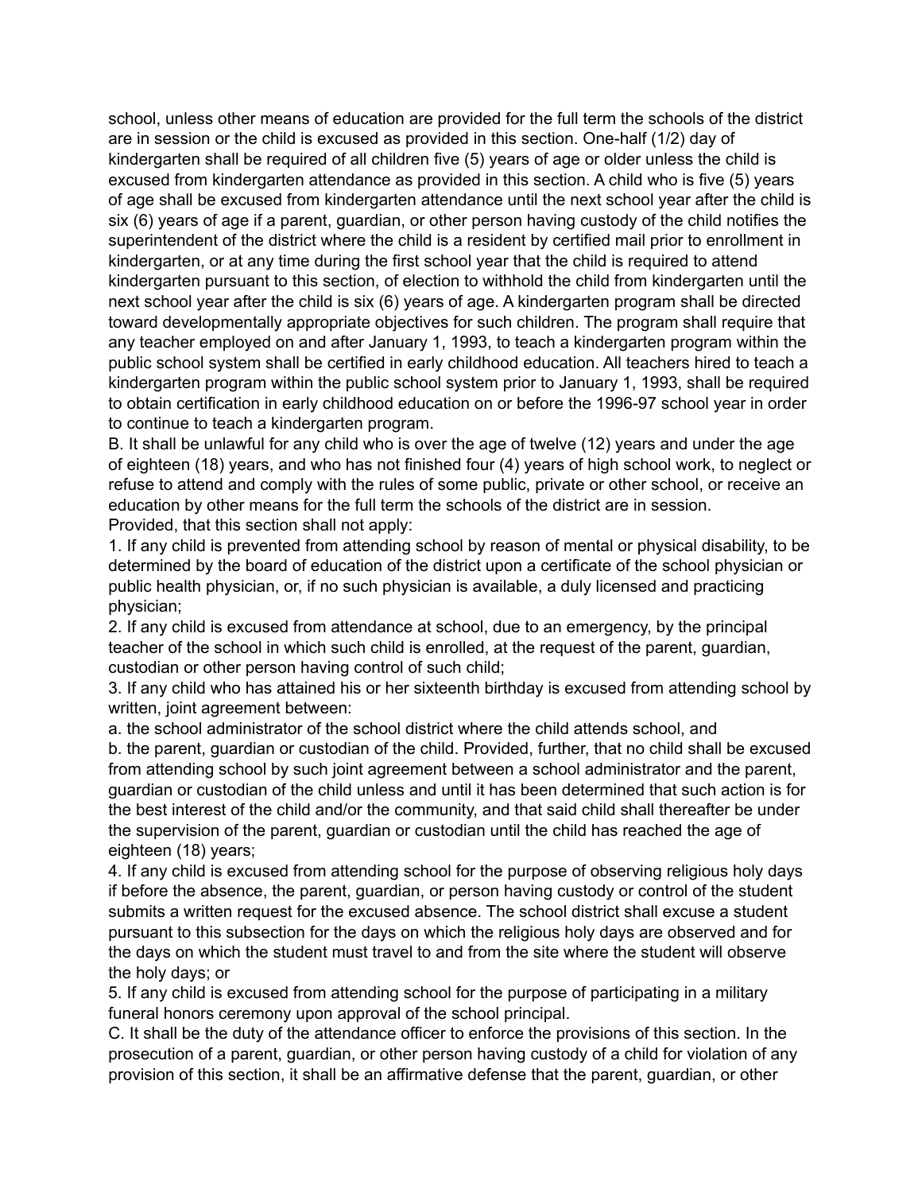school, unless other means of education are provided for the full term the schools of the district are in session or the child is excused as provided in this section. One-half (1/2) day of kindergarten shall be required of all children five (5) years of age or older unless the child is excused from kindergarten attendance as provided in this section. A child who is five (5) years of age shall be excused from kindergarten attendance until the next school year after the child is six (6) years of age if a parent, guardian, or other person having custody of the child notifies the superintendent of the district where the child is a resident by certified mail prior to enrollment in kindergarten, or at any time during the first school year that the child is required to attend kindergarten pursuant to this section, of election to withhold the child from kindergarten until the next school year after the child is six (6) years of age. A kindergarten program shall be directed toward developmentally appropriate objectives for such children. The program shall require that any teacher employed on and after January 1, 1993, to teach a kindergarten program within the public school system shall be certified in early childhood education. All teachers hired to teach a kindergarten program within the public school system prior to January 1, 1993, shall be required to obtain certification in early childhood education on or before the 1996-97 school year in order to continue to teach a kindergarten program.

B. It shall be unlawful for any child who is over the age of twelve (12) years and under the age of eighteen (18) years, and who has not finished four (4) years of high school work, to neglect or refuse to attend and comply with the rules of some public, private or other school, or receive an education by other means for the full term the schools of the district are in session.

Provided, that this section shall not apply:

1. If any child is prevented from attending school by reason of mental or physical disability, to be determined by the board of education of the district upon a certificate of the school physician or public health physician, or, if no such physician is available, a duly licensed and practicing physician;
2. If any child is excused from attendance at school, due to an emergency, by the principal teacher of the school in which such child is enrolled, at the request of the parent, guardian, custodian or other person having control of such child;
3. If any child who has attained his or her sixteenth birthday is excused from attending school by written, joint agreement between:

a. the school administrator of the school district where the child attends school, and

b. the parent, guardian or custodian of the child. Provided, further, that no child shall be excused from attending school by such joint agreement between a school administrator and the parent, guardian or custodian of the child unless and until it has been determined that such action is for the best interest of the child and/or the community, and that said child shall thereafter be under the supervision of the parent, guardian or custodian until the child has reached the age of eighteen (18) years;

4. If any child is excused from attending school for the purpose of observing religious holy days if before the absence, the parent, guardian, or person having custody or control of the student submits a written request for the excused absence. The school district shall excuse a student pursuant to this subsection for the days on which the religious holy days are observed and for the days on which the student must travel to and from the site where the student will observe the holy days; or
5. If any child is excused from attending school for the purpose of participating in a military funeral honors ceremony upon approval of the school principal.

C. It shall be the duty of the attendance officer to enforce the provisions of this section. In the prosecution of a parent, guardian, or other person having custody of a child for violation of any provision of this section, it shall be an affirmative defense that the parent, guardian, or other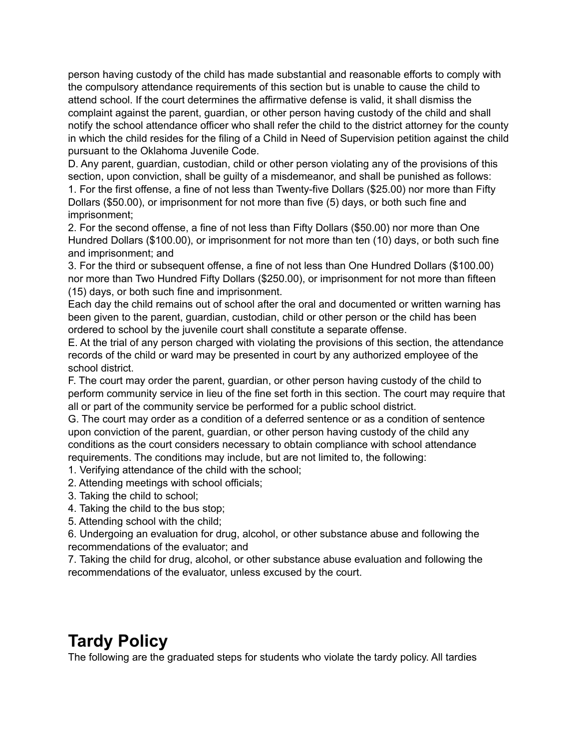person having custody of the child has made substantial and reasonable efforts to comply with the compulsory attendance requirements of this section but is unable to cause the child to attend school. If the court determines the affirmative defense is valid, it shall dismiss the complaint against the parent, guardian, or other person having custody of the child and shall notify the school attendance officer who shall refer the child to the district attorney for the county in which the child resides for the filing of a Child in Need of Supervision petition against the child pursuant to the Oklahoma Juvenile Code.

D. Any parent, guardian, custodian, child or other person violating any of the provisions of this section, upon conviction, shall be guilty of a misdemeanor, and shall be punished as follows:

1. For the first offense, a fine of not less than Twenty-five Dollars ($25.00) nor more than Fifty Dollars ($50.00), or imprisonment for not more than five (5) days, or both such fine and imprisonment;
2. For the second offense, a fine of not less than Fifty Dollars ($50.00) nor more than One Hundred Dollars ($100.00), or imprisonment for not more than ten (10) days, or both such fine and imprisonment; and
3. For the third or subsequent offense, a fine of not less than One Hundred Dollars ($100.00) nor more than Two Hundred Fifty Dollars ($250.00), or imprisonment for not more than fifteen (15) days, or both such fine and imprisonment.

Each day the child remains out of school after the oral and documented or written warning has been given to the parent, guardian, custodian, child or other person or the child has been ordered to school by the juvenile court shall constitute a separate offense.

E. At the trial of any person charged with violating the provisions of this section, the attendance records of the child or ward may be presented in court by any authorized employee of the school district.

F. The court may order the parent, guardian, or other person having custody of the child to perform community service in lieu of the fine set forth in this section. The court may require that all or part of the community service be performed for a public school district.

G. The court may order as a condition of a deferred sentence or as a condition of sentence upon conviction of the parent, guardian, or other person having custody of the child any conditions as the court considers necessary to obtain compliance with school attendance requirements. The conditions may include, but are not limited to, the following:

1. Verifying attendance of the child with the school;
2. Attending meetings with school officials;
3. Taking the child to school;
4. Taking the child to the bus stop;
5. Attending school with the child;
6. Undergoing an evaluation for drug, alcohol, or other substance abuse and following the recommendations of the evaluator; and
7. Taking the child for drug, alcohol, or other substance abuse evaluation and following the recommendations of the evaluator, unless excused by the court.

# Tardy Policy

The following are the graduated steps for students who violate the tardy policy. All tardies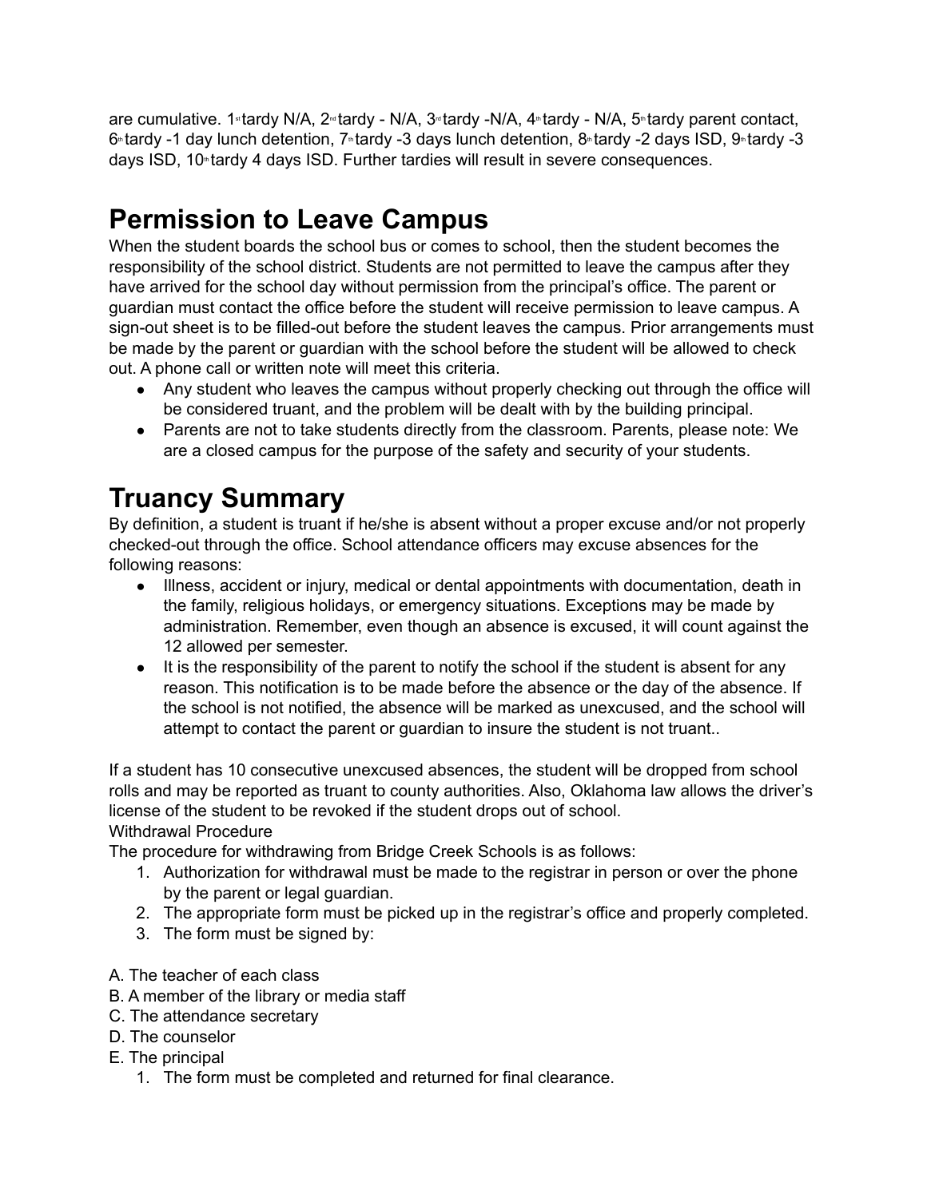are cumulative. 1st tardy N/A, 2nd tardy - N/A, 3rd tardy -N/A, 4th tardy - N/A, 5th tardy parent contact, 6th tardy -1 day lunch detention, 7th tardy -3 days lunch detention, 8th tardy -2 days ISD, 9th tardy -3 days ISD, 10th tardy 4 days ISD. Further tardies will result in severe consequences.

# Permission to Leave Campus

When the student boards the school bus or comes to school, then the student becomes the responsibility of the school district. Students are not permitted to leave the campus after they have arrived for the school day without permission from the principal's office. The parent or guardian must contact the office before the student will receive permission to leave campus. A sign-out sheet is to be filled-out before the student leaves the campus. Prior arrangements must be made by the parent or guardian with the school before the student will be allowed to check out. A phone call or written note will meet this criteria.

- Any student who leaves the campus without properly checking out through the office will be considered truant, and the problem will be dealt with by the building principal.
- Parents are not to take students directly from the classroom. Parents, please note: We are a closed campus for the purpose of the safety and security of your students.

# Truancy Summary

By definition, a student is truant if he/she is absent without a proper excuse and/or not properly checked-out through the office. School attendance officers may excuse absences for the following reasons:

- Illness, accident or injury, medical or dental appointments with documentation, death in the family, religious holidays, or emergency situations. Exceptions may be made by administration. Remember, even though an absence is excused, it will count against the 12 allowed per semester.
- It is the responsibility of the parent to notify the school if the student is absent for any reason. This notification is to be made before the absence or the day of the absence. If the school is not notified, the absence will be marked as unexcused, and the school will attempt to contact the parent or guardian to insure the student is not truant..

If a student has 10 consecutive unexcused absences, the student will be dropped from school rolls and may be reported as truant to county authorities. Also, Oklahoma law allows the driver's license of the student to be revoked if the student drops out of school.

Withdrawal Procedure

The procedure for withdrawing from Bridge Creek Schools is as follows:

1. Authorization for withdrawal must be made to the registrar in person or over the phone by the parent or legal guardian.
2. The appropriate form must be picked up in the registrar's office and properly completed.
3. The form must be signed by:

A. The teacher of each class
B. A member of the library or media staff
C. The attendance secretary
D. The counselor
E. The principal

1. The form must be completed and returned for final clearance.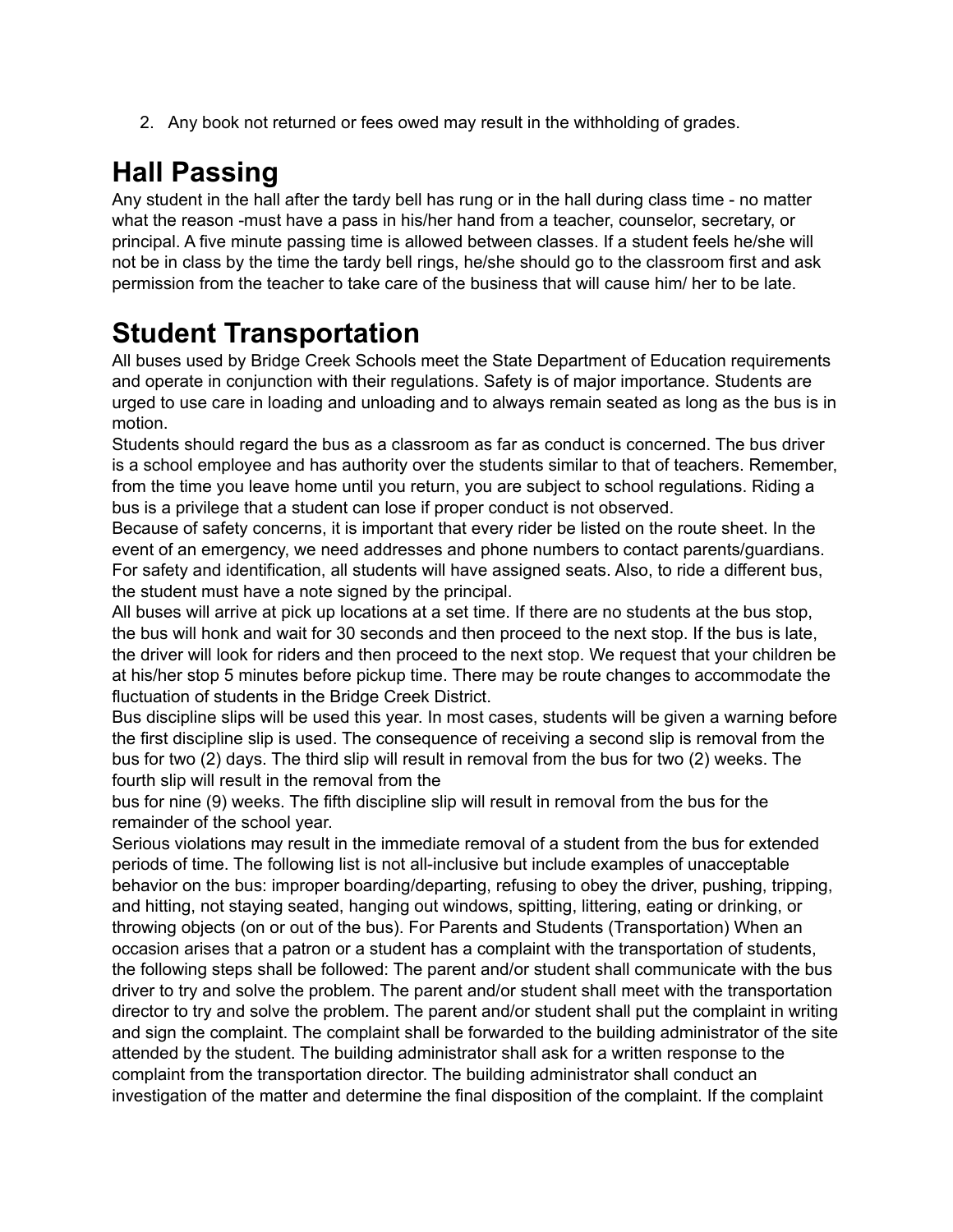2. Any book not returned or fees owed may result in the withholding of grades.

# Hall Passing

Any student in the hall after the tardy bell has rung or in the hall during class time - no matter what the reason -must have a pass in his/her hand from a teacher, counselor, secretary, or principal. A five minute passing time is allowed between classes. If a student feels he/she will not be in class by the time the tardy bell rings, he/she should go to the classroom first and ask permission from the teacher to take care of the business that will cause him/ her to be late.

# Student Transportation

All buses used by Bridge Creek Schools meet the State Department of Education requirements and operate in conjunction with their regulations. Safety is of major importance. Students are urged to use care in loading and unloading and to always remain seated as long as the bus is in motion.

Students should regard the bus as a classroom as far as conduct is concerned. The bus driver is a school employee and has authority over the students similar to that of teachers. Remember, from the time you leave home until you return, you are subject to school regulations. Riding a bus is a privilege that a student can lose if proper conduct is not observed.

Because of safety concerns, it is important that every rider be listed on the route sheet. In the event of an emergency, we need addresses and phone numbers to contact parents/guardians. For safety and identification, all students will have assigned seats. Also, to ride a different bus, the student must have a note signed by the principal.

All buses will arrive at pick up locations at a set time. If there are no students at the bus stop, the bus will honk and wait for 30 seconds and then proceed to the next stop. If the bus is late, the driver will look for riders and then proceed to the next stop. We request that your children be at his/her stop 5 minutes before pickup time. There may be route changes to accommodate the fluctuation of students in the Bridge Creek District.

Bus discipline slips will be used this year. In most cases, students will be given a warning before the first discipline slip is used. The consequence of receiving a second slip is removal from the bus for two (2) days. The third slip will result in removal from the bus for two (2) weeks. The fourth slip will result in the removal from the bus for nine (9) weeks. The fifth discipline slip will result in removal from the bus for the remainder of the school year.

Serious violations may result in the immediate removal of a student from the bus for extended periods of time. The following list is not all-inclusive but include examples of unacceptable behavior on the bus: improper boarding/departing, refusing to obey the driver, pushing, tripping, and hitting, not staying seated, hanging out windows, spitting, littering, eating or drinking, or throwing objects (on or out of the bus). For Parents and Students (Transportation) When an occasion arises that a patron or a student has a complaint with the transportation of students, the following steps shall be followed: The parent and/or student shall communicate with the bus driver to try and solve the problem. The parent and/or student shall meet with the transportation director to try and solve the problem. The parent and/or student shall put the complaint in writing and sign the complaint. The complaint shall be forwarded to the building administrator of the site attended by the student. The building administrator shall ask for a written response to the complaint from the transportation director. The building administrator shall conduct an investigation of the matter and determine the final disposition of the complaint. If the complaint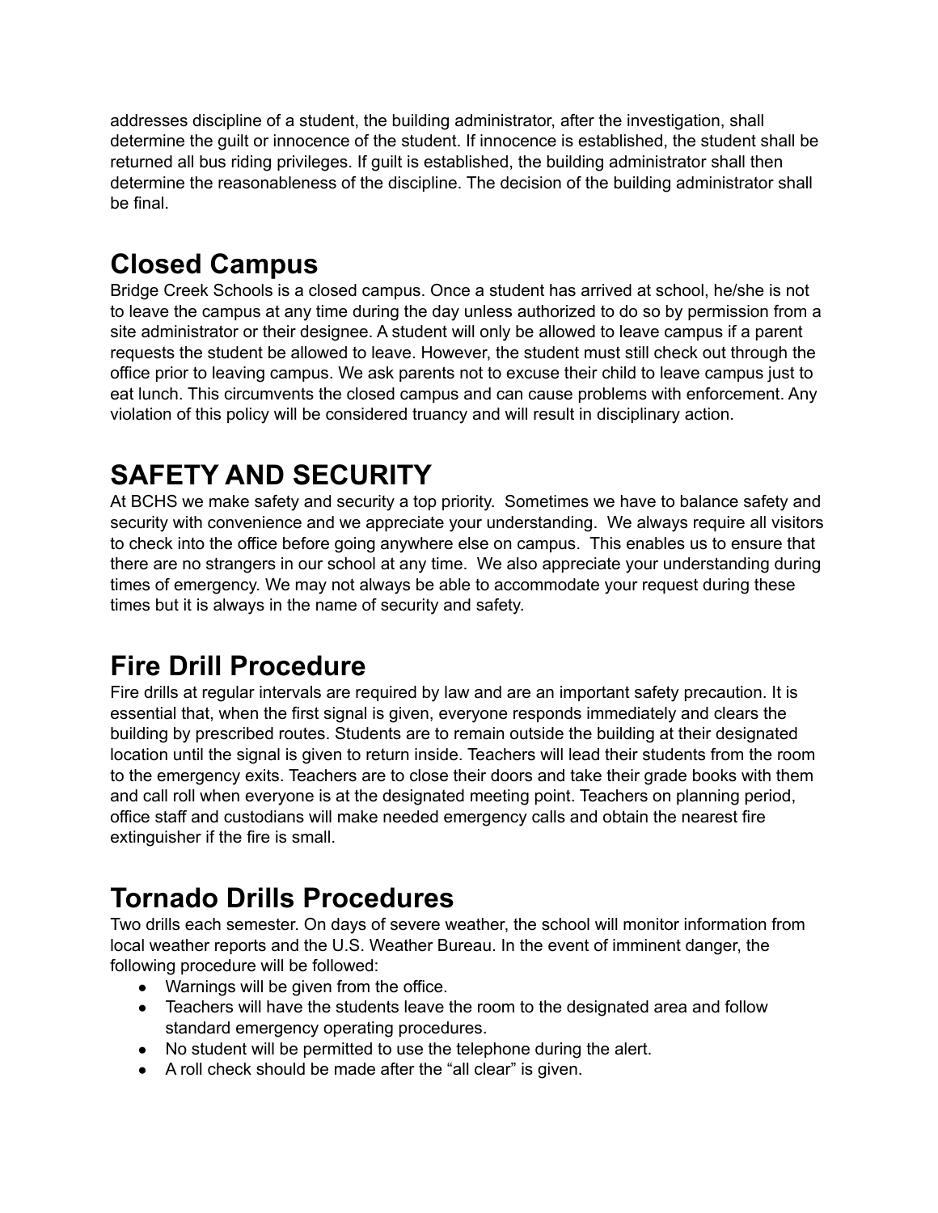addresses discipline of a student, the building administrator, after the investigation, shall determine the guilt or innocence of the student. If innocence is established, the student shall be returned all bus riding privileges. If guilt is established, the building administrator shall then determine the reasonableness of the discipline. The decision of the building administrator shall be final.

# Closed Campus

Bridge Creek Schools is a closed campus. Once a student has arrived at school, he/she is not to leave the campus at any time during the day unless authorized to do so by permission from a site administrator or their designee. A student will only be allowed to leave campus if a parent requests the student be allowed to leave. However, the student must still check out through the office prior to leaving campus. We ask parents not to excuse their child to leave campus just to eat lunch. This circumvents the closed campus and can cause problems with enforcement. Any violation of this policy will be considered truancy and will result in disciplinary action.

# SAFETY AND SECURITY

At BCHS we make safety and security a top priority. Sometimes we have to balance safety and security with convenience and we appreciate your understanding. We always require all visitors to check into the office before going anywhere else on campus. This enables us to ensure that there are no strangers in our school at any time. We also appreciate your understanding during times of emergency. We may not always be able to accommodate your request during these times but it is always in the name of security and safety.

# Fire Drill Procedure

Fire drills at regular intervals are required by law and are an important safety precaution. It is essential that, when the first signal is given, everyone responds immediately and clears the building by prescribed routes. Students are to remain outside the building at their designated location until the signal is given to return inside. Teachers will lead their students from the room to the emergency exits. Teachers are to close their doors and take their grade books with them and call roll when everyone is at the designated meeting point. Teachers on planning period, office staff and custodians will make needed emergency calls and obtain the nearest fire extinguisher if the fire is small.

# Tornado Drills Procedures

Two drills each semester. On days of severe weather, the school will monitor information from local weather reports and the U.S. Weather Bureau. In the event of imminent danger, the following procedure will be followed:

- Warnings will be given from the office.
- Teachers will have the students leave the room to the designated area and follow standard emergency operating procedures.
- No student will be permitted to use the telephone during the alert.
- A roll check should be made after the "all clear" is given.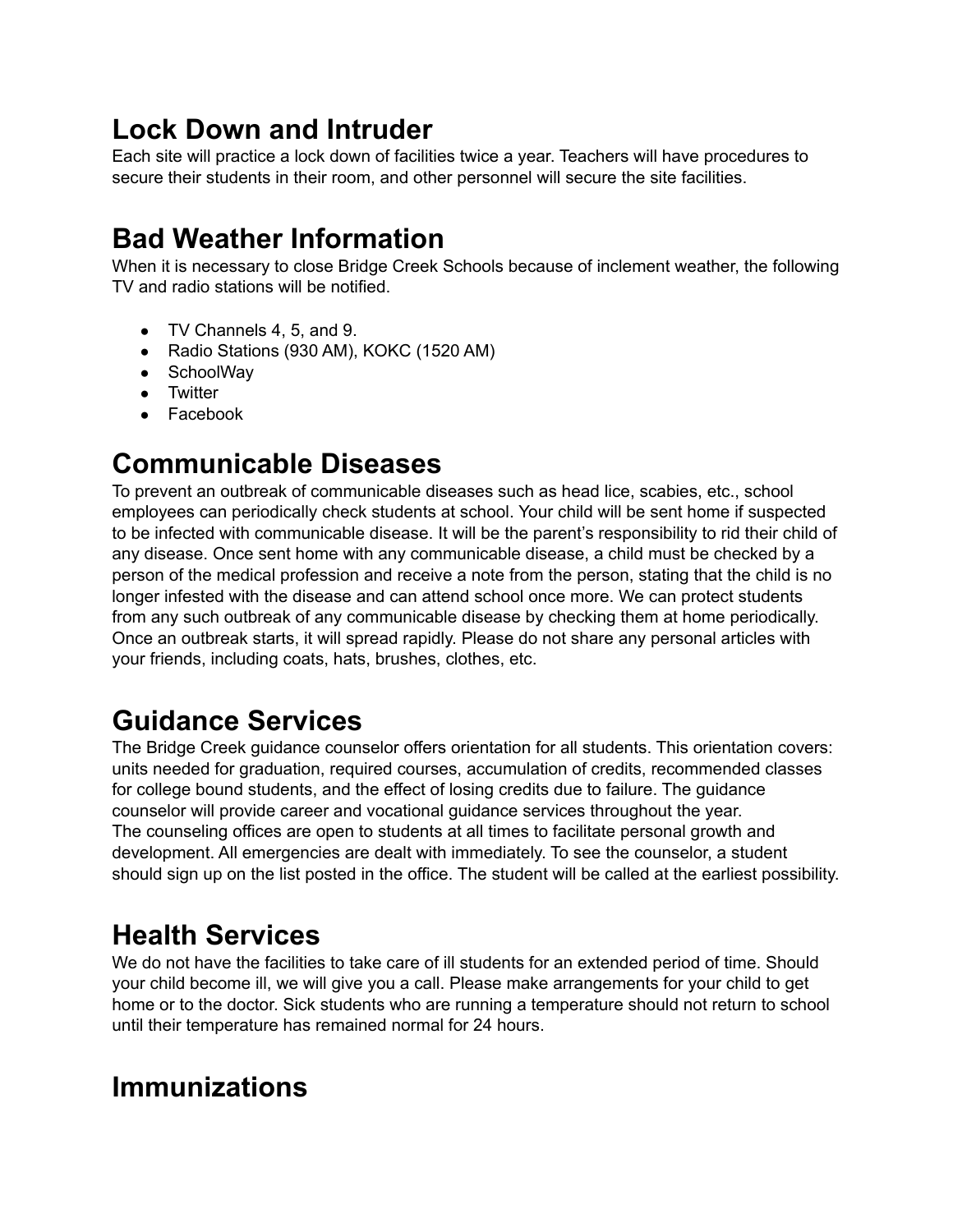# Lock Down and Intruder

Each site will practice a lock down of facilities twice a year. Teachers will have procedures to secure their students in their room, and other personnel will secure the site facilities.

# Bad Weather Information

When it is necessary to close Bridge Creek Schools because of inclement weather, the following TV and radio stations will be notified.

- TV Channels 4, 5, and 9.
- Radio Stations (930 AM), KOKC (1520 AM)
- SchoolWay
- Twitter
- Facebook

# Communicable Diseases

To prevent an outbreak of communicable diseases such as head lice, scabies, etc., school employees can periodically check students at school. Your child will be sent home if suspected to be infected with communicable disease. It will be the parent's responsibility to rid their child of any disease. Once sent home with any communicable disease, a child must be checked by a person of the medical profession and receive a note from the person, stating that the child is no longer infested with the disease and can attend school once more. We can protect students from any such outbreak of any communicable disease by checking them at home periodically. Once an outbreak starts, it will spread rapidly. Please do not share any personal articles with your friends, including coats, hats, brushes, clothes, etc.

# Guidance Services

The Bridge Creek guidance counselor offers orientation for all students. This orientation covers: units needed for graduation, required courses, accumulation of credits, recommended classes for college bound students, and the effect of losing credits due to failure. The guidance counselor will provide career and vocational guidance services throughout the year.
The counseling offices are open to students at all times to facilitate personal growth and development. All emergencies are dealt with immediately. To see the counselor, a student should sign up on the list posted in the office. The student will be called at the earliest possibility.

# Health Services

We do not have the facilities to take care of ill students for an extended period of time. Should your child become ill, we will give you a call. Please make arrangements for your child to get home or to the doctor. Sick students who are running a temperature should not return to school until their temperature has remained normal for 24 hours.

# Immunizations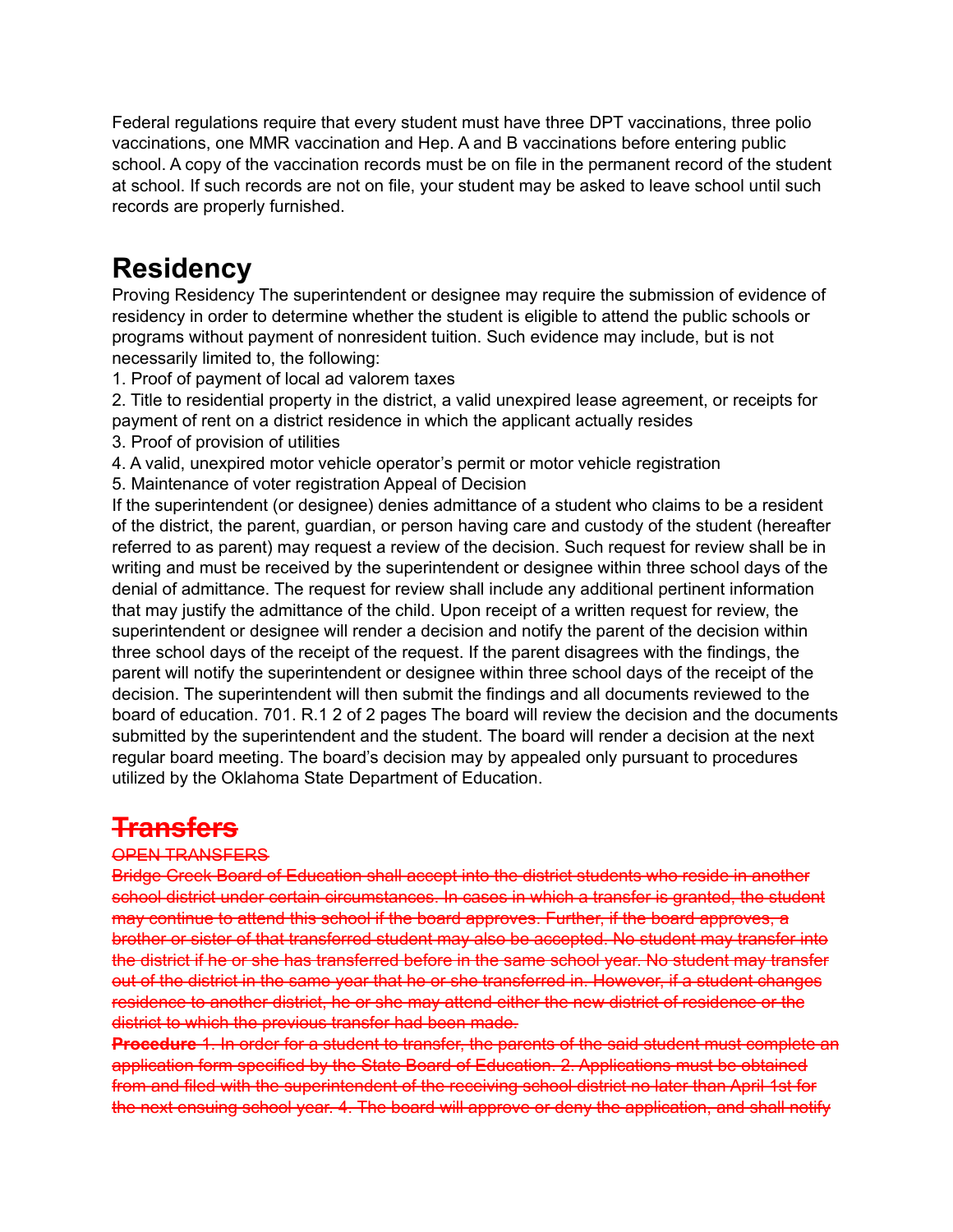Federal regulations require that every student must have three DPT vaccinations, three polio vaccinations, one MMR vaccination and Hep. A and B vaccinations before entering public school. A copy of the vaccination records must be on file in the permanent record of the student at school. If such records are not on file, your student may be asked to leave school until such records are properly furnished.

# Residency

Proving Residency The superintendent or designee may require the submission of evidence of residency in order to determine whether the student is eligible to attend the public schools or programs without payment of nonresident tuition. Such evidence may include, but is not necessarily limited to, the following:

1. Proof of payment of local ad valorem taxes
2. Title to residential property in the district, a valid unexpired lease agreement, or receipts for payment of rent on a district residence in which the applicant actually resides
3. Proof of provision of utilities
4. A valid, unexpired motor vehicle operator's permit or motor vehicle registration
5. Maintenance of voter registration Appeal of Decision

If the superintendent (or designee) denies admittance of a student who claims to be a resident of the district, the parent, guardian, or person having care and custody of the student (hereafter referred to as parent) may request a review of the decision. Such request for review shall be in writing and must be received by the superintendent or designee within three school days of the denial of admittance. The request for review shall include any additional pertinent information that may justify the admittance of the child. Upon receipt of a written request for review, the superintendent or designee will render a decision and notify the parent of the decision within three school days of the receipt of the request. If the parent disagrees with the findings, the parent will notify the superintendent or designee within three school days of the receipt of the decision. The superintendent will then submit the findings and all documents reviewed to the board of education. 701. R.1 2 of 2 pages The board will review the decision and the documents submitted by the superintendent and the student. The board will render a decision at the next regular board meeting. The board's decision may by appealed only pursuant to procedures utilized by the Oklahoma State Department of Education.

# ~~Transfers~~

~~OPEN TRANSFERS~~

~~Bridge Creek Board of Education shall accept into the district students who reside in another school district under certain circumstances. In cases in which a transfer is granted, the student may continue to attend this school if the board approves. Further, if the board approves, a brother or sister of that transferred student may also be accepted. No student may transfer into the district if he or she has transferred before in the same school year. No student may transfer out of the district in the same year that he or she transferred in. However, if a student changes residence to another district, he or she may attend either the new district of residence or the district to which the previous transfer had been made.~~

~~**Procedure** 1. In order for a student to transfer, the parents of the said student must complete an application form specified by the State Board of Education. 2. Applications must be obtained from and filed with the superintendent of the receiving school district no later than April 1st for the next ensuing school year. 4. The board will approve or deny the application, and shall notify~~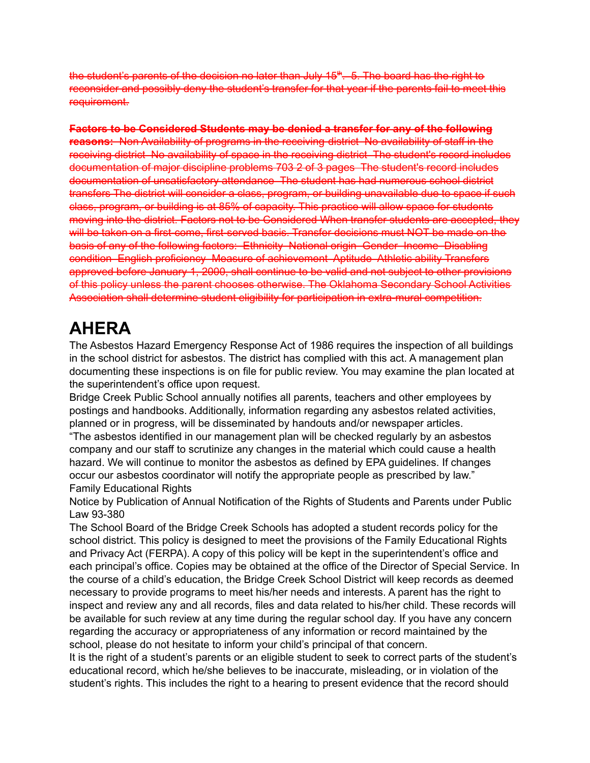~~the student's parents of the decision no later than July 15th. 5. The board has the right to reconsider and possibly deny the student's transfer for that year if the parents fail to meet this requirement.~~

~~**Factors to be Considered Students may be denied a transfer for any of the following reasons:** Non Availability of programs in the receiving district No availability of staff in the receiving district No availability of space in the receiving district The student's record includes documentation of major discipline problems 703 2 of 3 pages The student's record includes documentation of unsatisfactory attendance The student has had numerous school district transfers The district will consider a class, program, or building unavailable due to space if such class, program, or building is at 85% of capacity. This practice will allow space for students moving into the district. Factors not to be Considered When transfer students are accepted, they will be taken on a first-come, first-served basis. Transfer decisions must NOT be made on the basis of any of the following factors: Ethnicity National origin Gender Income Disabling condition English proficiency Measure of achievement Aptitude Athletic ability Transfers approved before January 1, 2000, shall continue to be valid and not subject to other provisions of this policy unless the parent chooses otherwise. The Oklahoma Secondary School Activities Association shall determine student eligibility for participation in extra-mural competition.~~

# AHERA

The Asbestos Hazard Emergency Response Act of 1986 requires the inspection of all buildings in the school district for asbestos. The district has complied with this act. A management plan documenting these inspections is on file for public review. You may examine the plan located at the superintendent's office upon request.

Bridge Creek Public School annually notifies all parents, teachers and other employees by postings and handbooks. Additionally, information regarding any asbestos related activities, planned or in progress, will be disseminated by handouts and/or newspaper articles.

"The asbestos identified in our management plan will be checked regularly by an asbestos company and our staff to scrutinize any changes in the material which could cause a health hazard. We will continue to monitor the asbestos as defined by EPA guidelines. If changes occur our asbestos coordinator will notify the appropriate people as prescribed by law."

Family Educational Rights

Notice by Publication of Annual Notification of the Rights of Students and Parents under Public Law 93-380

The School Board of the Bridge Creek Schools has adopted a student records policy for the school district. This policy is designed to meet the provisions of the Family Educational Rights and Privacy Act (FERPA). A copy of this policy will be kept in the superintendent's office and each principal's office. Copies may be obtained at the office of the Director of Special Service. In the course of a child's education, the Bridge Creek School District will keep records as deemed necessary to provide programs to meet his/her needs and interests. A parent has the right to inspect and review any and all records, files and data related to his/her child. These records will be available for such review at any time during the regular school day. If you have any concern regarding the accuracy or appropriateness of any information or record maintained by the school, please do not hesitate to inform your child's principal of that concern.

It is the right of a student's parents or an eligible student to seek to correct parts of the student's educational record, which he/she believes to be inaccurate, misleading, or in violation of the student's rights. This includes the right to a hearing to present evidence that the record should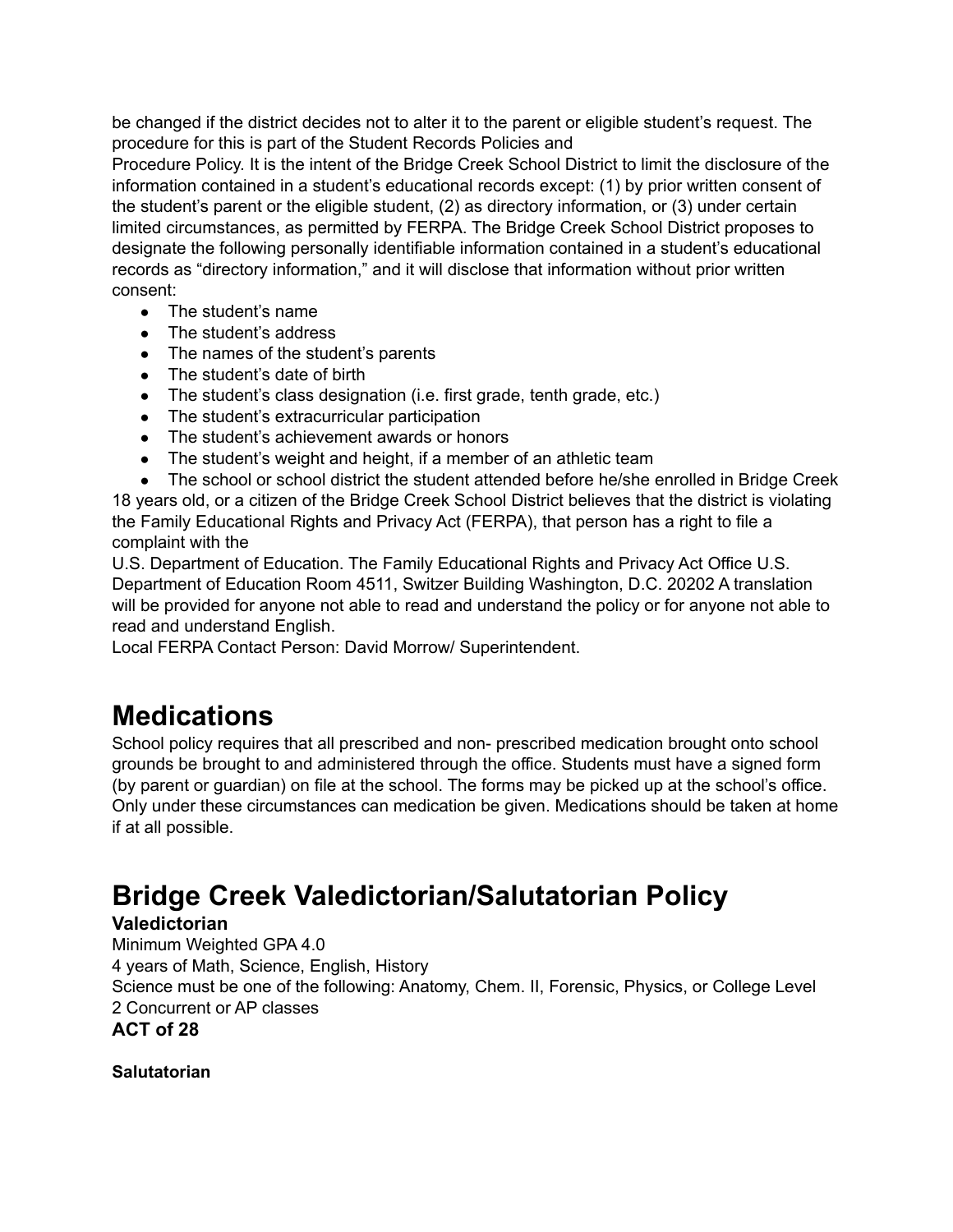be changed if the district decides not to alter it to the parent or eligible student's request. The procedure for this is part of the Student Records Policies and
Procedure Policy. It is the intent of the Bridge Creek School District to limit the disclosure of the information contained in a student's educational records except: (1) by prior written consent of the student's parent or the eligible student, (2) as directory information, or (3) under certain limited circumstances, as permitted by FERPA. The Bridge Creek School District proposes to designate the following personally identifiable information contained in a student's educational records as "directory information," and it will disclose that information without prior written consent:

- The student's name
- The student's address
- The names of the student's parents
- The student's date of birth
- The student's class designation (i.e. first grade, tenth grade, etc.)
- The student's extracurricular participation
- The student's achievement awards or honors
- The student's weight and height, if a member of an athletic team
- The school or school district the student attended before he/she enrolled in Bridge Creek

18 years old, or a citizen of the Bridge Creek School District believes that the district is violating the Family Educational Rights and Privacy Act (FERPA), that person has a right to file a complaint with the
U.S. Department of Education. The Family Educational Rights and Privacy Act Office U.S. Department of Education Room 4511, Switzer Building Washington, D.C. 20202 A translation will be provided for anyone not able to read and understand the policy or for anyone not able to read and understand English.
Local FERPA Contact Person: David Morrow/ Superintendent.

# Medications

School policy requires that all prescribed and non- prescribed medication brought onto school grounds be brought to and administered through the office. Students must have a signed form (by parent or guardian) on file at the school. The forms may be picked up at the school's office. Only under these circumstances can medication be given. Medications should be taken at home if at all possible.

# Bridge Creek Valedictorian/Salutatorian Policy

**Valedictorian**
Minimum Weighted GPA 4.0
4 years of Math, Science, English, History
Science must be one of the following: Anatomy, Chem. II, Forensic, Physics, or College Level
2 Concurrent or AP classes
**ACT of 28**

**Salutatorian**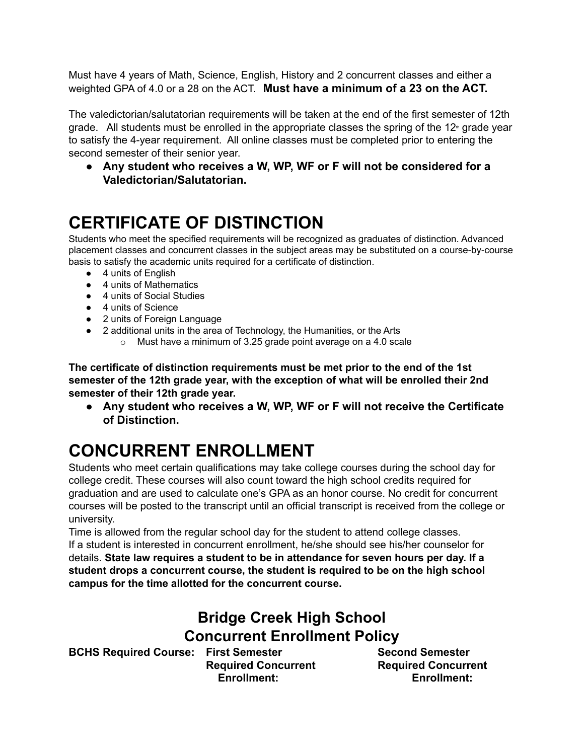Must have 4 years of Math, Science, English, History and 2 concurrent classes and either a weighted GPA of 4.0 or a 28 on the ACT. **Must have a minimum of a 23 on the ACT.**

The valedictorian/salutatorian requirements will be taken at the end of the first semester of 12th grade. All students must be enrolled in the appropriate classes the spring of the 12th grade year to satisfy the 4-year requirement. All online classes must be completed prior to entering the second semester of their senior year.

- **Any student who receives a W, WP, WF or F will not be considered for a Valedictorian/Salutatorian.**

# CERTIFICATE OF DISTINCTION

Students who meet the specified requirements will be recognized as graduates of distinction. Advanced placement classes and concurrent classes in the subject areas may be substituted on a course-by-course basis to satisfy the academic units required for a certificate of distinction.

- 4 units of English
- 4 units of Mathematics
- 4 units of Social Studies
- 4 units of Science
- 2 units of Foreign Language
- 2 additional units in the area of Technology, the Humanities, or the Arts
    - Must have a minimum of 3.25 grade point average on a 4.0 scale

**The certificate of distinction requirements must be met prior to the end of the 1st semester of the 12th grade year, with the exception of what will be enrolled their 2nd semester of their 12th grade year.**

- **Any student who receives a W, WP, WF or F will not receive the Certificate of Distinction.**

# CONCURRENT ENROLLMENT

Students who meet certain qualifications may take college courses during the school day for college credit. These courses will also count toward the high school credits required for graduation and are used to calculate one's GPA as an honor course. No credit for concurrent courses will be posted to the transcript until an official transcript is received from the college or university.

Time is allowed from the regular school day for the student to attend college classes.

If a student is interested in concurrent enrollment, he/she should see his/her counselor for details. **State law requires a student to be in attendance for seven hours per day. If a student drops a concurrent course, the student is required to be on the high school campus for the time allotted for the concurrent course.**

## Bridge Creek High School Concurrent Enrollment Policy

| BCHS Required Course: | First Semester Required Concurrent Enrollment: | Second Semester Required Concurrent Enrollment: |
|---|---|---|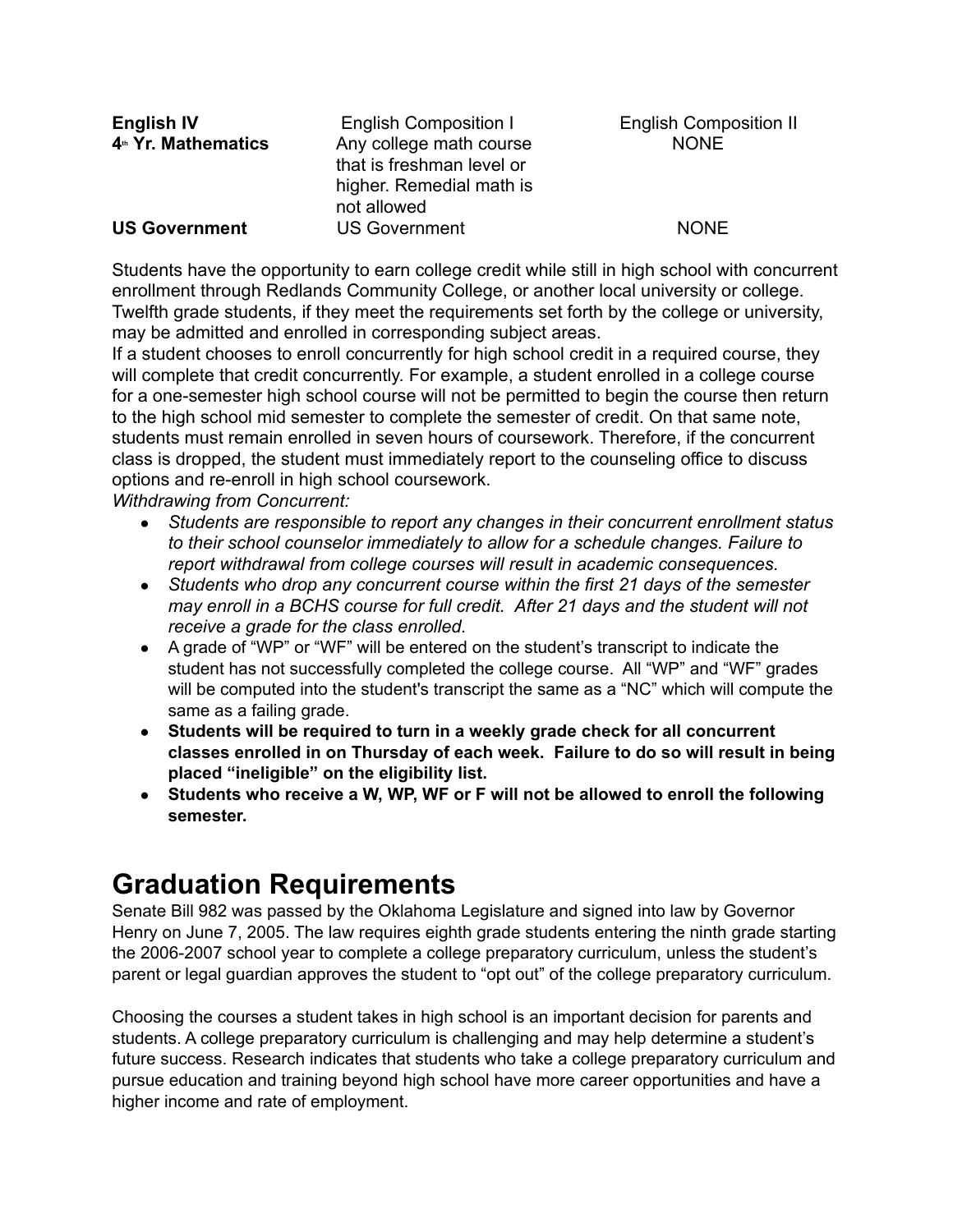| | | |
|---|---|---|
| **English IV** | English Composition I | English Composition II |
| **4th Yr. Mathematics** | Any college math course that is freshman level or higher. Remedial math is not allowed | NONE |
| **US Government** | US Government | NONE |

Students have the opportunity to earn college credit while still in high school with concurrent enrollment through Redlands Community College, or another local university or college. Twelfth grade students, if they meet the requirements set forth by the college or university, may be admitted and enrolled in corresponding subject areas.
If a student chooses to enroll concurrently for high school credit in a required course, they will complete that credit concurrently. For example, a student enrolled in a college course for a one-semester high school course will not be permitted to begin the course then return to the high school mid semester to complete the semester of credit. On that same note, students must remain enrolled in seven hours of coursework. Therefore, if the concurrent class is dropped, the student must immediately report to the counseling office to discuss options and re-enroll in high school coursework.
*Withdrawing from Concurrent:*

- *Students are responsible to report any changes in their concurrent enrollment status to their school counselor immediately to allow for a schedule changes. Failure to report withdrawal from college courses will result in academic consequences.*
- *Students who drop any concurrent course within the first 21 days of the semester may enroll in a BCHS course for full credit. After 21 days and the student will not receive a grade for the class enrolled.*
- A grade of "WP" or "WF" will be entered on the student's transcript to indicate the student has not successfully completed the college course. All "WP" and "WF" grades will be computed into the student's transcript the same as a "NC" which will compute the same as a failing grade.
- **Students will be required to turn in a weekly grade check for all concurrent classes enrolled in on Thursday of each week. Failure to do so will result in being placed "ineligible" on the eligibility list.**
- **Students who receive a W, WP, WF or F will not be allowed to enroll the following semester.**

# Graduation Requirements

Senate Bill 982 was passed by the Oklahoma Legislature and signed into law by Governor Henry on June 7, 2005. The law requires eighth grade students entering the ninth grade starting the 2006-2007 school year to complete a college preparatory curriculum, unless the student's parent or legal guardian approves the student to "opt out" of the college preparatory curriculum.

Choosing the courses a student takes in high school is an important decision for parents and students. A college preparatory curriculum is challenging and may help determine a student's future success. Research indicates that students who take a college preparatory curriculum and pursue education and training beyond high school have more career opportunities and have a higher income and rate of employment.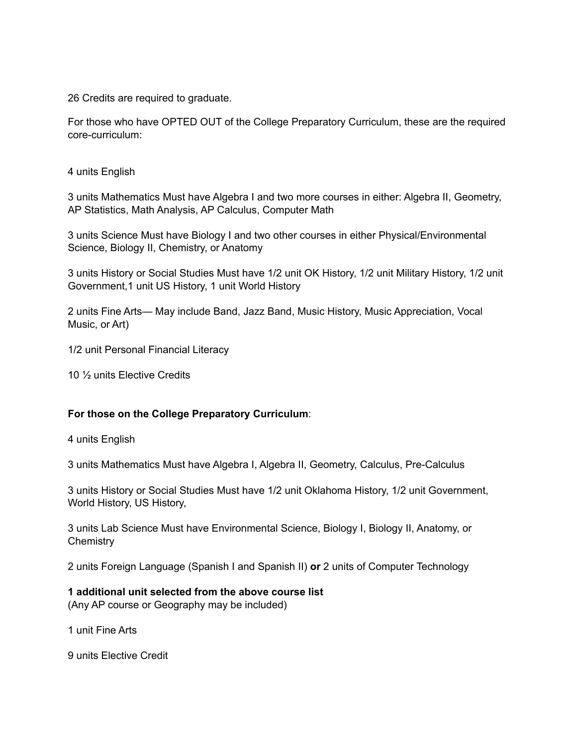26 Credits are required to graduate.

For those who have OPTED OUT of the College Preparatory Curriculum, these are the required core-curriculum:

4 units English

3 units Mathematics Must have Algebra I and two more courses in either: Algebra II, Geometry, AP Statistics, Math Analysis, AP Calculus, Computer Math

3 units Science Must have Biology I and two other courses in either Physical/Environmental Science, Biology II, Chemistry, or Anatomy

3 units History or Social Studies Must have 1/2 unit OK History, 1/2 unit Military History, 1/2 unit Government,1 unit US History, 1 unit World History

2 units Fine Arts— May include Band, Jazz Band, Music History, Music Appreciation, Vocal Music, or Art)

1/2 unit Personal Financial Literacy

10 ½ units Elective Credits

**For those on the College Preparatory Curriculum**:

4 units English

3 units Mathematics Must have Algebra I, Algebra II, Geometry, Calculus, Pre-Calculus

3 units History or Social Studies Must have 1/2 unit Oklahoma History, 1/2 unit Government, World History, US History,

3 units Lab Science Must have Environmental Science, Biology I, Biology II, Anatomy, or Chemistry

2 units Foreign Language (Spanish I and Spanish II) **or** 2 units of Computer Technology

**1 additional unit selected from the above course list**
(Any AP course or Geography may be included)

1 unit Fine Arts

9 units Elective Credit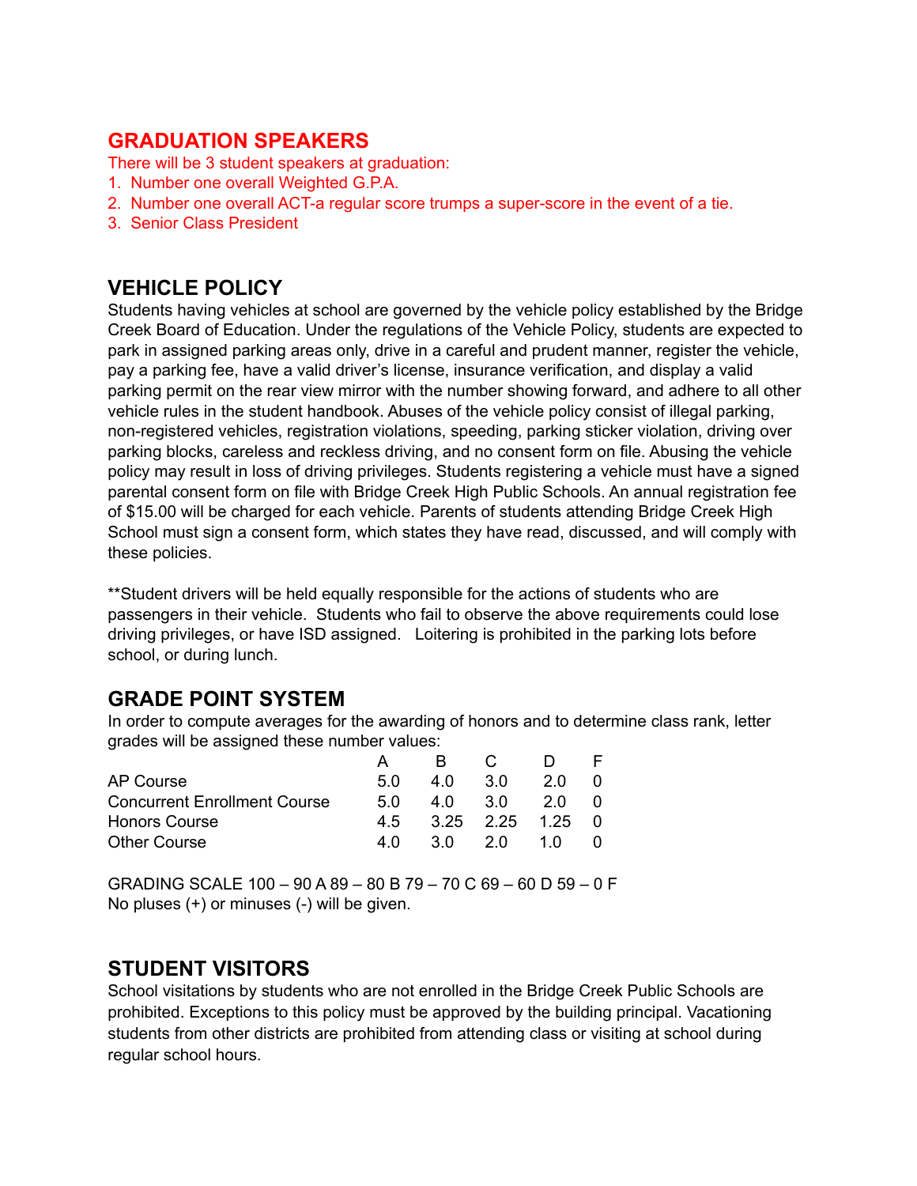## GRADUATION SPEAKERS

There will be 3 student speakers at graduation:

1. Number one overall Weighted G.P.A.
2. Number one overall ACT-a regular score trumps a super-score in the event of a tie.
3. Senior Class President

## VEHICLE POLICY

Students having vehicles at school are governed by the vehicle policy established by the Bridge Creek Board of Education. Under the regulations of the Vehicle Policy, students are expected to park in assigned parking areas only, drive in a careful and prudent manner, register the vehicle, pay a parking fee, have a valid driver's license, insurance verification, and display a valid parking permit on the rear view mirror with the number showing forward, and adhere to all other vehicle rules in the student handbook. Abuses of the vehicle policy consist of illegal parking, non-registered vehicles, registration violations, speeding, parking sticker violation, driving over parking blocks, careless and reckless driving, and no consent form on file. Abusing the vehicle policy may result in loss of driving privileges. Students registering a vehicle must have a signed parental consent form on file with Bridge Creek High Public Schools. An annual registration fee of $15.00 will be charged for each vehicle. Parents of students attending Bridge Creek High School must sign a consent form, which states they have read, discussed, and will comply with these policies.

**Student drivers will be held equally responsible for the actions of students who are passengers in their vehicle. Students who fail to observe the above requirements could lose driving privileges, or have ISD assigned. Loitering is prohibited in the parking lots before school, or during lunch.

## GRADE POINT SYSTEM

In order to compute averages for the awarding of honors and to determine class rank, letter grades will be assigned these number values:

| | A | B | C | D | F |
|---|---|---|---|---|---|
| AP Course | 5.0 | 4.0 | 3.0 | 2.0 | 0 |
| Concurrent Enrollment Course | 5.0 | 4.0 | 3.0 | 2.0 | 0 |
| Honors Course | 4.5 | 3.25 | 2.25 | 1.25 | 0 |
| Other Course | 4.0 | 3.0 | 2.0 | 1.0 | 0 |

GRADING SCALE 100 – 90 A 89 – 80 B 79 – 70 C 69 – 60 D 59 – 0 F
No pluses (+) or minuses (-) will be given.

## STUDENT VISITORS

School visitations by students who are not enrolled in the Bridge Creek Public Schools are prohibited. Exceptions to this policy must be approved by the building principal. Vacationing students from other districts are prohibited from attending class or visiting at school during regular school hours.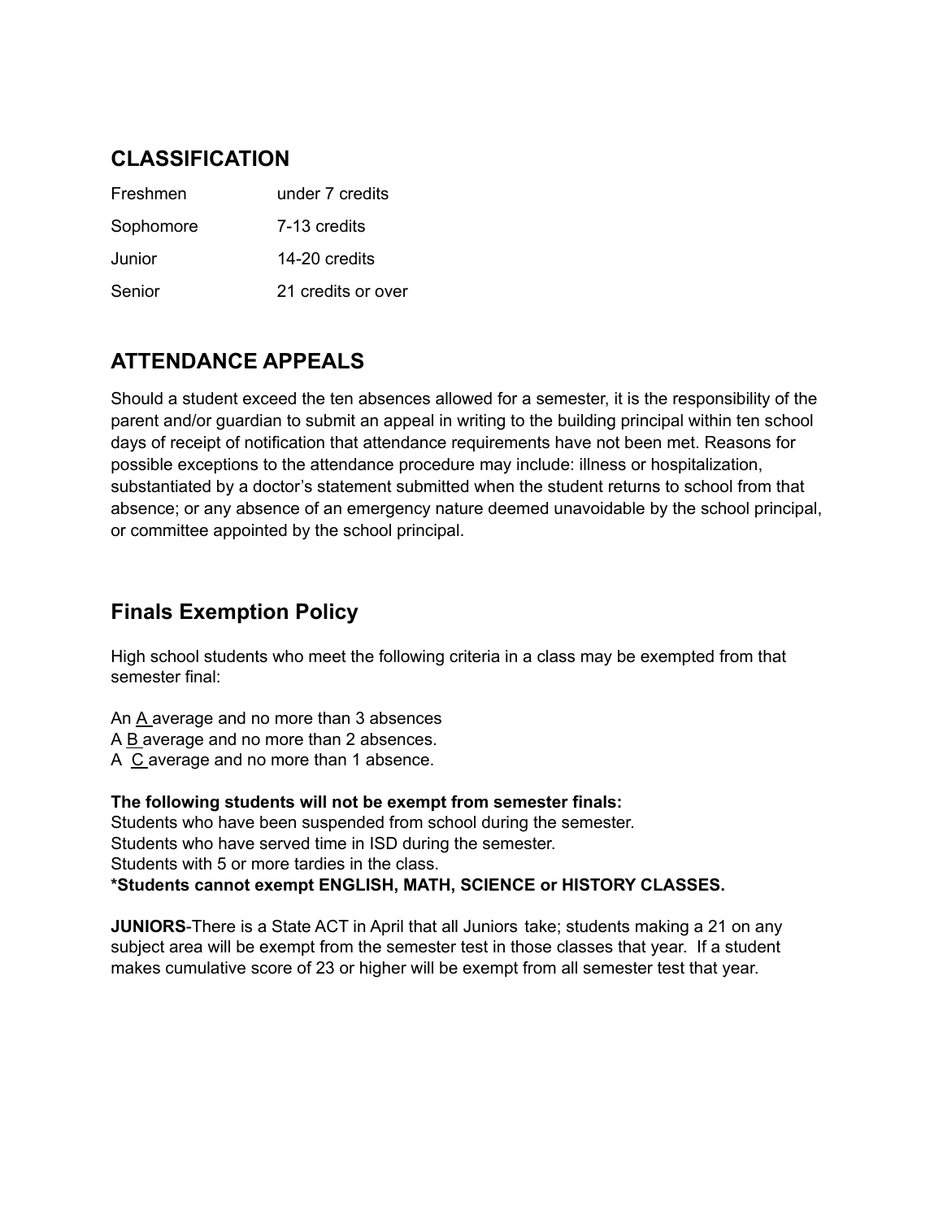## CLASSIFICATION

| | |
|---|---|
| Freshmen | under 7 credits |
| Sophomore | 7-13 credits |
| Junior | 14-20 credits |
| Senior | 21 credits or over |

## ATTENDANCE APPEALS

Should a student exceed the ten absences allowed for a semester, it is the responsibility of the parent and/or guardian to submit an appeal in writing to the building principal within ten school days of receipt of notification that attendance requirements have not been met. Reasons for possible exceptions to the attendance procedure may include: illness or hospitalization, substantiated by a doctor's statement submitted when the student returns to school from that absence; or any absence of an emergency nature deemed unavoidable by the school principal, or committee appointed by the school principal.

## Finals Exemption Policy

High school students who meet the following criteria in a class may be exempted from that semester final:

An <u>A</u> average and no more than 3 absences
A <u>B</u> average and no more than 2 absences.
A <u>C</u> average and no more than 1 absence.

**The following students will not be exempt from semester finals:**
Students who have been suspended from school during the semester.
Students who have served time in ISD during the semester.
Students with 5 or more tardies in the class.
**\*Students cannot exempt ENGLISH, MATH, SCIENCE or HISTORY CLASSES.**

**JUNIORS**-There is a State ACT in April that all Juniors take; students making a 21 on any subject area will be exempt from the semester test in those classes that year. If a student makes cumulative score of 23 or higher will be exempt from all semester test that year.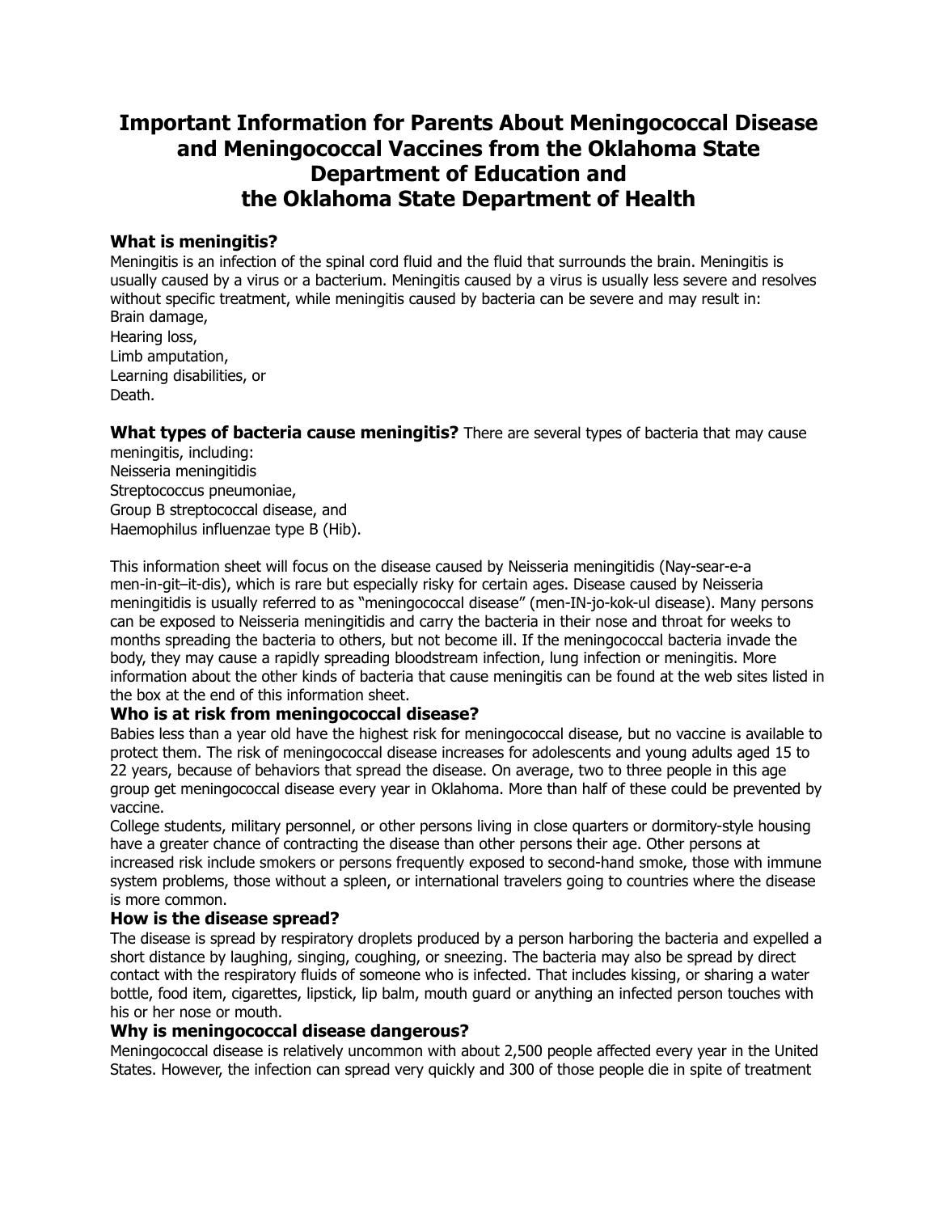# Important Information for Parents About Meningococcal Disease and Meningococcal Vaccines from the Oklahoma State Department of Education and the Oklahoma State Department of Health

### What is meningitis?

Meningitis is an infection of the spinal cord fluid and the fluid that surrounds the brain. Meningitis is usually caused by a virus or a bacterium. Meningitis caused by a virus is usually less severe and resolves without specific treatment, while meningitis caused by bacteria can be severe and may result in:

Brain damage,
Hearing loss,
Limb amputation,
Learning disabilities, or
Death.

**What types of bacteria cause meningitis?** There are several types of bacteria that may cause meningitis, including:

Neisseria meningitidis
Streptococcus pneumoniae,
Group B streptococcal disease, and
Haemophilus influenzae type B (Hib).

This information sheet will focus on the disease caused by Neisseria meningitidis (Nay-sear-e-a men-in-git–it-dis), which is rare but especially risky for certain ages. Disease caused by Neisseria meningitidis is usually referred to as "meningococcal disease" (men-IN-jo-kok-ul disease). Many persons can be exposed to Neisseria meningitidis and carry the bacteria in their nose and throat for weeks to months spreading the bacteria to others, but not become ill. If the meningococcal bacteria invade the body, they may cause a rapidly spreading bloodstream infection, lung infection or meningitis. More information about the other kinds of bacteria that cause meningitis can be found at the web sites listed in the box at the end of this information sheet.

### Who is at risk from meningococcal disease?

Babies less than a year old have the highest risk for meningococcal disease, but no vaccine is available to protect them. The risk of meningococcal disease increases for adolescents and young adults aged 15 to 22 years, because of behaviors that spread the disease. On average, two to three people in this age group get meningococcal disease every year in Oklahoma. More than half of these could be prevented by vaccine.

College students, military personnel, or other persons living in close quarters or dormitory-style housing have a greater chance of contracting the disease than other persons their age. Other persons at increased risk include smokers or persons frequently exposed to second-hand smoke, those with immune system problems, those without a spleen, or international travelers going to countries where the disease is more common.

### How is the disease spread?

The disease is spread by respiratory droplets produced by a person harboring the bacteria and expelled a short distance by laughing, singing, coughing, or sneezing. The bacteria may also be spread by direct contact with the respiratory fluids of someone who is infected. That includes kissing, or sharing a water bottle, food item, cigarettes, lipstick, lip balm, mouth guard or anything an infected person touches with his or her nose or mouth.

### Why is meningococcal disease dangerous?

Meningococcal disease is relatively uncommon with about 2,500 people affected every year in the United States. However, the infection can spread very quickly and 300 of those people die in spite of treatment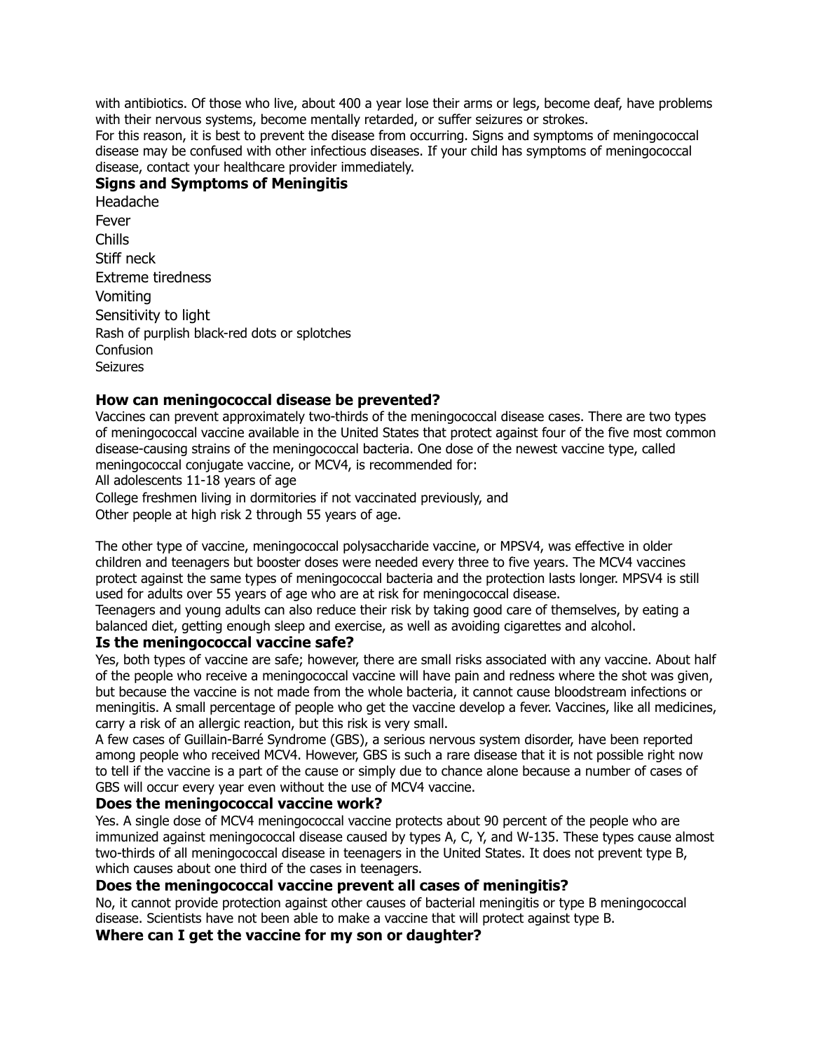with antibiotics. Of those who live, about 400 a year lose their arms or legs, become deaf, have problems with their nervous systems, become mentally retarded, or suffer seizures or strokes.

For this reason, it is best to prevent the disease from occurring. Signs and symptoms of meningococcal disease may be confused with other infectious diseases. If your child has symptoms of meningococcal disease, contact your healthcare provider immediately.

### Signs and Symptoms of Meningitis

- Headache
- Fever
- Chills
- Stiff neck
- Extreme tiredness
- Vomiting
- Sensitivity to light
- Rash of purplish black-red dots or splotches
- Confusion
- Seizures

### How can meningococcal disease be prevented?

Vaccines can prevent approximately two-thirds of the meningococcal disease cases. There are two types of meningococcal vaccine available in the United States that protect against four of the five most common disease-causing strains of the meningococcal bacteria. One dose of the newest vaccine type, called meningococcal conjugate vaccine, or MCV4, is recommended for:

- All adolescents 11-18 years of age
- College freshmen living in dormitories if not vaccinated previously, and
- Other people at high risk 2 through 55 years of age.

The other type of vaccine, meningococcal polysaccharide vaccine, or MPSV4, was effective in older children and teenagers but booster doses were needed every three to five years. The MCV4 vaccines protect against the same types of meningococcal bacteria and the protection lasts longer. MPSV4 is still used for adults over 55 years of age who are at risk for meningococcal disease.

Teenagers and young adults can also reduce their risk by taking good care of themselves, by eating a balanced diet, getting enough sleep and exercise, as well as avoiding cigarettes and alcohol.

### Is the meningococcal vaccine safe?

Yes, both types of vaccine are safe; however, there are small risks associated with any vaccine. About half of the people who receive a meningococcal vaccine will have pain and redness where the shot was given, but because the vaccine is not made from the whole bacteria, it cannot cause bloodstream infections or meningitis. A small percentage of people who get the vaccine develop a fever. Vaccines, like all medicines, carry a risk of an allergic reaction, but this risk is very small.

A few cases of Guillain-Barré Syndrome (GBS), a serious nervous system disorder, have been reported among people who received MCV4. However, GBS is such a rare disease that it is not possible right now to tell if the vaccine is a part of the cause or simply due to chance alone because a number of cases of GBS will occur every year even without the use of MCV4 vaccine.

### Does the meningococcal vaccine work?

Yes. A single dose of MCV4 meningococcal vaccine protects about 90 percent of the people who are immunized against meningococcal disease caused by types A, C, Y, and W-135. These types cause almost two-thirds of all meningococcal disease in teenagers in the United States. It does not prevent type B, which causes about one third of the cases in teenagers.

### Does the meningococcal vaccine prevent all cases of meningitis?

No, it cannot provide protection against other causes of bacterial meningitis or type B meningococcal disease. Scientists have not been able to make a vaccine that will protect against type B.

### Where can I get the vaccine for my son or daughter?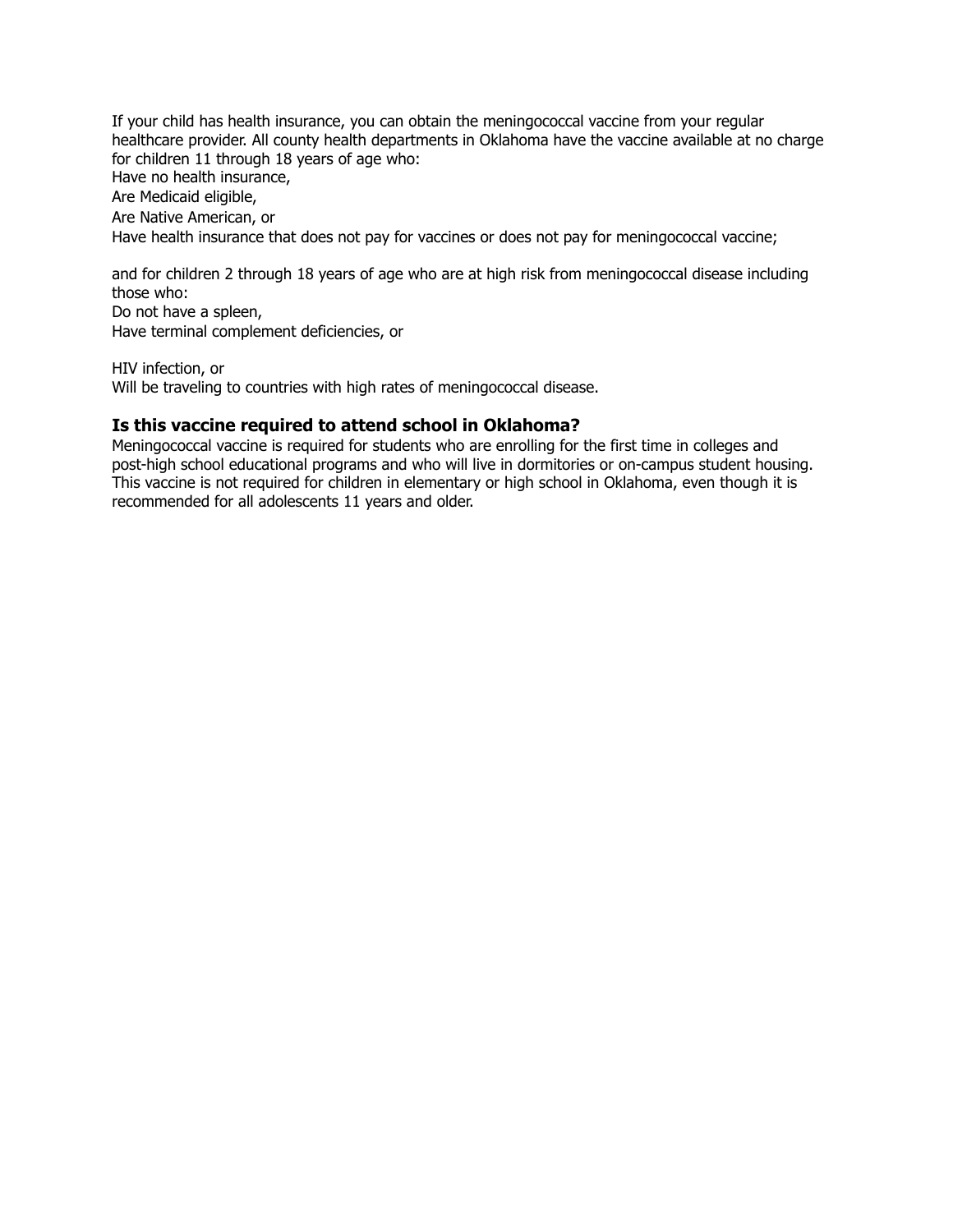If your child has health insurance, you can obtain the meningococcal vaccine from your regular healthcare provider. All county health departments in Oklahoma have the vaccine available at no charge for children 11 through 18 years of age who:

Have no health insurance,

Are Medicaid eligible,

Are Native American, or

Have health insurance that does not pay for vaccines or does not pay for meningococcal vaccine;

and for children 2 through 18 years of age who are at high risk from meningococcal disease including those who:

Do not have a spleen,

Have terminal complement deficiencies, or

HIV infection, or

Will be traveling to countries with high rates of meningococcal disease.

### Is this vaccine required to attend school in Oklahoma?

Meningococcal vaccine is required for students who are enrolling for the first time in colleges and post-high school educational programs and who will live in dormitories or on-campus student housing. This vaccine is not required for children in elementary or high school in Oklahoma, even though it is recommended for all adolescents 11 years and older.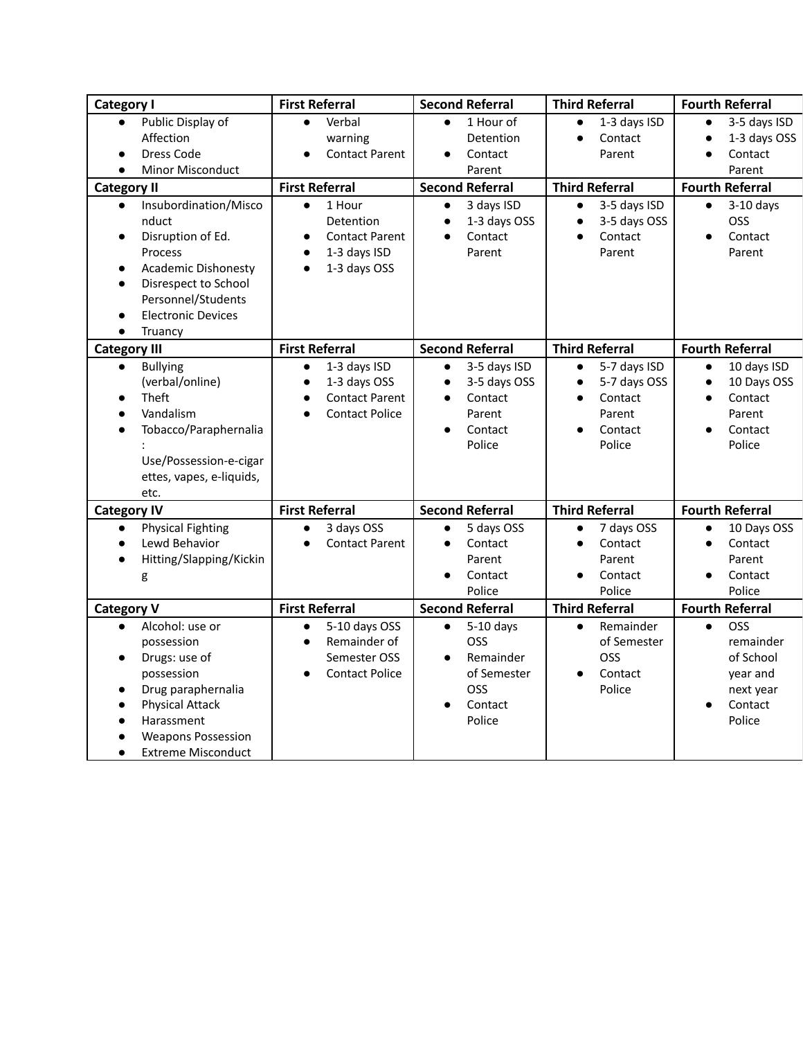| Category I | First Referral | Second Referral | Third Referral | Fourth Referral |
|---|---|---|---|---|
| • Public Display of Affection<br>• Dress Code<br>• Minor Misconduct | • Verbal warning<br>• Contact Parent | • 1 Hour of Detention<br>• Contact Parent | • 1-3 days ISD<br>• Contact Parent | • 3-5 days ISD<br>• 1-3 days OSS<br>• Contact Parent |
| **Category II** | **First Referral** | **Second Referral** | **Third Referral** | **Fourth Referral** |
| • Insubordination/Misconduct<br>• Disruption of Ed. Process<br>• Academic Dishonesty<br>• Disrespect to School Personnel/Students<br>• Electronic Devices<br>• Truancy | • 1 Hour Detention<br>• Contact Parent<br>• 1-3 days ISD<br>• 1-3 days OSS | • 3 days ISD<br>• 1-3 days OSS<br>• Contact Parent | • 3-5 days ISD<br>• 3-5 days OSS<br>• Contact Parent | • 3-10 days OSS<br>• Contact Parent |
| **Category III** | **First Referral** | **Second Referral** | **Third Referral** | **Fourth Referral** |
| • Bullying (verbal/online)<br>• Theft<br>• Vandalism<br>• Tobacco/Paraphernalia: Use/Possession-e-cigarettes, vapes, e-liquids, etc. | • 1-3 days ISD<br>• 1-3 days OSS<br>• Contact Parent<br>• Contact Police | • 3-5 days ISD<br>• 3-5 days OSS<br>• Contact Parent<br>• Contact Police | • 5-7 days ISD<br>• 5-7 days OSS<br>• Contact Parent<br>• Contact Police | • 10 days ISD<br>• 10 Days OSS<br>• Contact Parent<br>• Contact Police |
| **Category IV** | **First Referral** | **Second Referral** | **Third Referral** | **Fourth Referral** |
| • Physical Fighting<br>• Lewd Behavior<br>• Hitting/Slapping/Kicking | • 3 days OSS<br>• Contact Parent | • 5 days OSS<br>• Contact Parent<br>• Contact Police | • 7 days OSS<br>• Contact Parent<br>• Contact Police | • 10 Days OSS<br>• Contact Parent<br>• Contact Police |
| **Category V** | **First Referral** | **Second Referral** | **Third Referral** | **Fourth Referral** |
| • Alcohol: use or possession<br>• Drugs: use of possession<br>• Drug paraphernalia<br>• Physical Attack<br>• Harassment<br>• Weapons Possession<br>• Extreme Misconduct | • 5-10 days OSS<br>• Remainder of Semester OSS<br>• Contact Police | • 5-10 days OSS<br>• Remainder of Semester OSS<br>• Contact Police | • Remainder of Semester OSS<br>• Contact Police | • OSS remainder of School year and next year<br>• Contact Police |